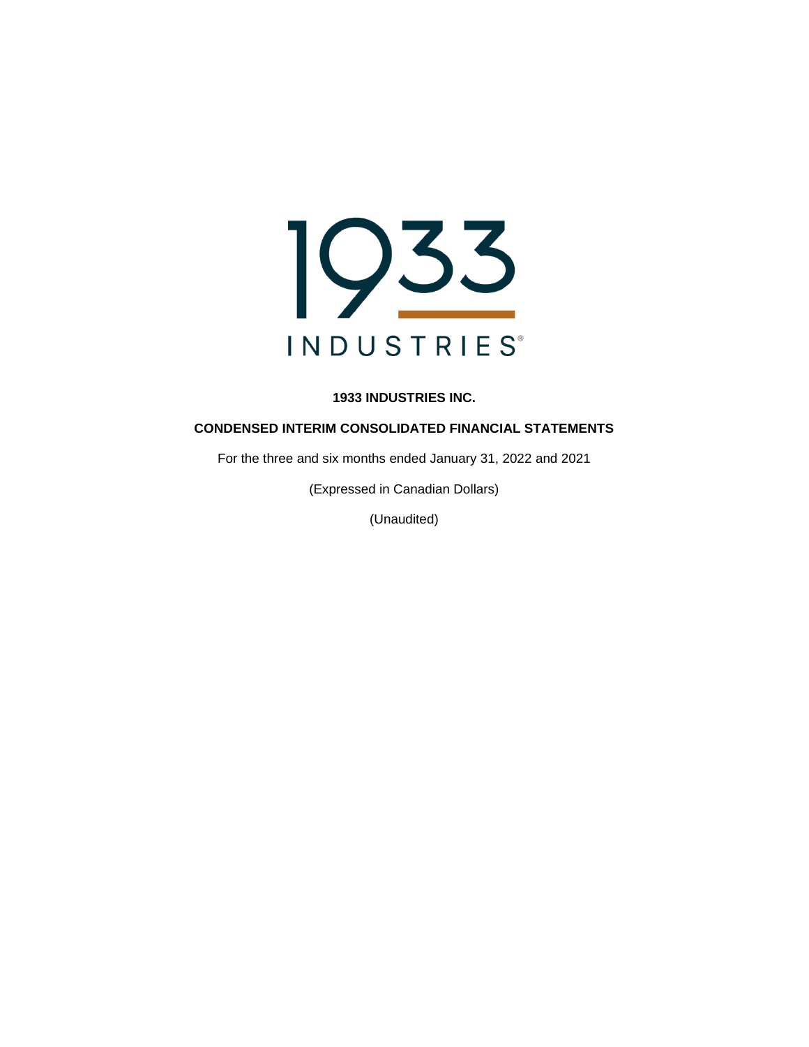1933

INDUSTRIES®

**1933 INDUSTRIES INC.**

**CONDENSED INTERIM CONSOLIDATED FINANCIAL STATEMENTS**

For the three and six months ended January 31, 2022 and 2021

(Expressed in Canadian Dollars)

(Unaudited)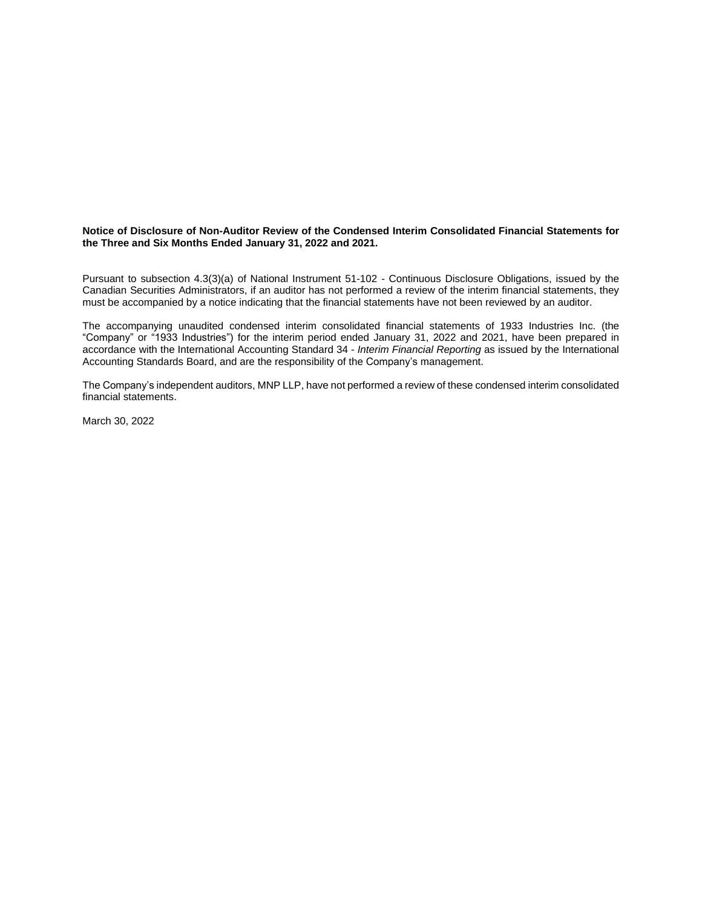**Notice of Disclosure of Non-Auditor Review of the Condensed Interim Consolidated Financial Statements for the Three and Six Months Ended January 31, 2022 and 2021.**

Pursuant to subsection 4.3(3)(a) of National Instrument 51-102 - Continuous Disclosure Obligations, issued by the Canadian Securities Administrators, if an auditor has not performed a review of the interim financial statements, they must be accompanied by a notice indicating that the financial statements have not been reviewed by an auditor.

The accompanying unaudited condensed interim consolidated financial statements of 1933 Industries Inc. (the "Company" or "1933 Industries") for the interim period ended January 31, 2022 and 2021, have been prepared in accordance with the International Accounting Standard 34 - *Interim Financial Reporting* as issued by the International Accounting Standards Board, and are the responsibility of the Company's management.

The Company's independent auditors, MNP LLP, have not performed a review of these condensed interim consolidated financial statements.

March 30, 2022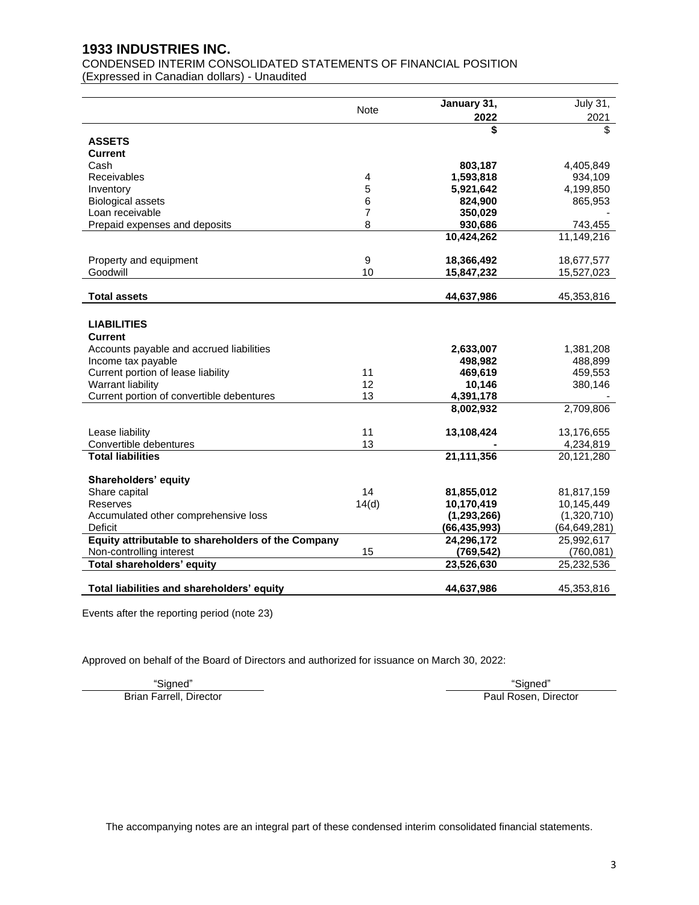# 1933 INDUSTRIES INC.

CONDENSED INTERIM CONSOLIDATED STATEMENTS OF FINANCIAL POSITION
(Expressed in Canadian dollars) - Unaudited

| | Note | January 31, 2022 | July 31, 2021 |
|---|---|---|---|
| | | **$** | $ |
| **ASSETS** | | | |
| **Current** | | | |
| Cash | | **803,187** | 4,405,849 |
| Receivables | 4 | **1,593,818** | 934,109 |
| Inventory | 5 | **5,921,642** | 4,199,850 |
| Biological assets | 6 | **824,900** | 865,953 |
| Loan receivable | 7 | **350,029** | - |
| Prepaid expenses and deposits | 8 | **930,686** | 743,455 |
| | | **10,424,262** | 11,149,216 |
| Property and equipment | 9 | **18,366,492** | 18,677,577 |
| Goodwill | 10 | **15,847,232** | 15,527,023 |
| **Total assets** | | **44,637,986** | 45,353,816 |
| **LIABILITIES** | | | |
| **Current** | | | |
| Accounts payable and accrued liabilities | | **2,633,007** | 1,381,208 |
| Income tax payable | | **498,982** | 488,899 |
| Current portion of lease liability | 11 | **469,619** | 459,553 |
| Warrant liability | 12 | **10,146** | 380,146 |
| Current portion of convertible debentures | 13 | **4,391,178** | - |
| | | **8,002,932** | 2,709,806 |
| Lease liability | 11 | **13,108,424** | 13,176,655 |
| Convertible debentures | 13 | **-** | 4,234,819 |
| **Total liabilities** | | **21,111,356** | 20,121,280 |
| **Shareholders' equity** | | | |
| Share capital | 14 | **81,855,012** | 81,817,159 |
| Reserves | 14(d) | **10,170,419** | 10,145,449 |
| Accumulated other comprehensive loss | | **(1,293,266)** | (1,320,710) |
| Deficit | | **(66,435,993)** | (64,649,281) |
| **Equity attributable to shareholders of the Company** | | **24,296,172** | 25,992,617 |
| Non-controlling interest | 15 | **(769,542)** | (760,081) |
| **Total shareholders' equity** | | **23,526,630** | 25,232,536 |
| **Total liabilities and shareholders' equity** | | **44,637,986** | 45,353,816 |

Events after the reporting period (note 23)

Approved on behalf of the Board of Directors and authorized for issuance on March 30, 2022:

"Signed"
Brian Farrell, Director

"Signed"
Paul Rosen, Director

The accompanying notes are an integral part of these condensed interim consolidated financial statements.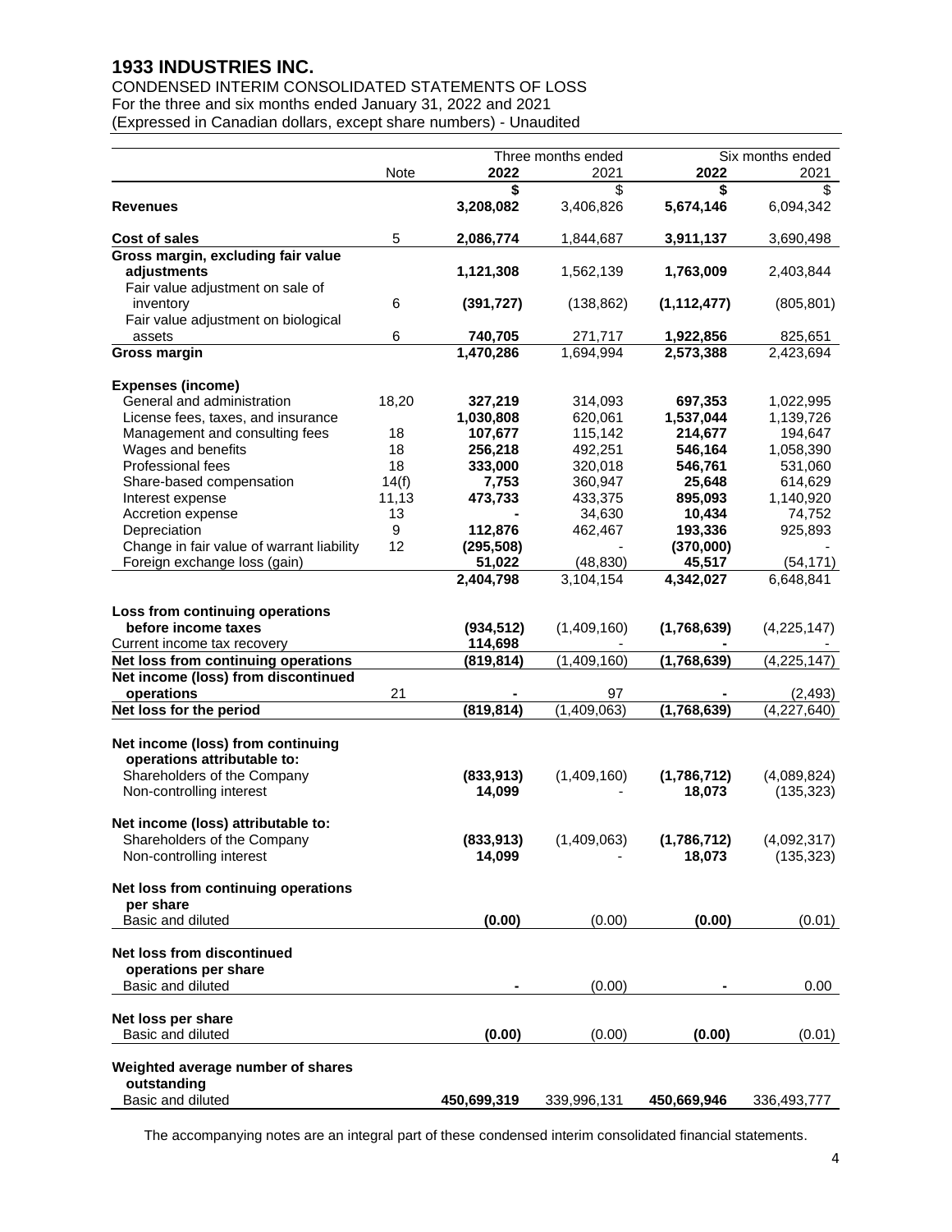# 1933 INDUSTRIES INC.

CONDENSED INTERIM CONSOLIDATED STATEMENTS OF LOSS
For the three and six months ended January 31, 2022 and 2021
(Expressed in Canadian dollars, except share numbers) - Unaudited

| | Note | Three months ended 2022 | Three months ended 2021 | Six months ended 2022 | Six months ended 2021 |
|---|---|---|---|---|---|
| | | **$** | $ | **$** | $ |
| **Revenues** | | **3,208,082** | 3,406,826 | **5,674,146** | 6,094,342 |
| **Cost of sales** | 5 | **2,086,774** | 1,844,687 | **3,911,137** | 3,690,498 |
| **Gross margin, excluding fair value adjustments** | | **1,121,308** | 1,562,139 | **1,763,009** | 2,403,844 |
| Fair value adjustment on sale of inventory | 6 | **(391,727)** | (138,862) | **(1,112,477)** | (805,801) |
| Fair value adjustment on biological assets | 6 | **740,705** | 271,717 | **1,922,856** | 825,651 |
| **Gross margin** | | **1,470,286** | 1,694,994 | **2,573,388** | 2,423,694 |
| **Expenses (income)** | | | | | |
| General and administration | 18,20 | **327,219** | 314,093 | **697,353** | 1,022,995 |
| License fees, taxes, and insurance | | **1,030,808** | 620,061 | **1,537,044** | 1,139,726 |
| Management and consulting fees | 18 | **107,677** | 115,142 | **214,677** | 194,647 |
| Wages and benefits | 18 | **256,218** | 492,251 | **546,164** | 1,058,390 |
| Professional fees | 18 | **333,000** | 320,018 | **546,761** | 531,060 |
| Share-based compensation | 14(f) | **7,753** | 360,947 | **25,648** | 614,629 |
| Interest expense | 11,13 | **473,733** | 433,375 | **895,093** | 1,140,920 |
| Accretion expense | 13 | **-** | 34,630 | **10,434** | 74,752 |
| Depreciation | 9 | **112,876** | 462,467 | **193,336** | 925,893 |
| Change in fair value of warrant liability | 12 | **(295,508)** | - | **(370,000)** | - |
| Foreign exchange loss (gain) | | **51,022** | (48,830) | **45,517** | (54,171) |
| | | **2,404,798** | 3,104,154 | **4,342,027** | 6,648,841 |
| **Loss from continuing operations before income taxes** | | **(934,512)** | (1,409,160) | **(1,768,639)** | (4,225,147) |
| Current income tax recovery | | **114,698** | - | **-** | - |
| **Net loss from continuing operations** | | **(819,814)** | (1,409,160) | **(1,768,639)** | (4,225,147) |
| **Net income (loss) from discontinued operations** | 21 | **-** | 97 | **-** | (2,493) |
| **Net loss for the period** | | **(819,814)** | (1,409,063) | **(1,768,639)** | (4,227,640) |
| **Net income (loss) from continuing operations attributable to:** | | | | | |
| Shareholders of the Company | | **(833,913)** | (1,409,160) | **(1,786,712)** | (4,089,824) |
| Non-controlling interest | | **14,099** | - | **18,073** | (135,323) |
| **Net income (loss) attributable to:** | | | | | |
| Shareholders of the Company | | **(833,913)** | (1,409,063) | **(1,786,712)** | (4,092,317) |
| Non-controlling interest | | **14,099** | - | **18,073** | (135,323) |
| **Net loss from continuing operations per share** | | | | | |
| Basic and diluted | | **(0.00)** | (0.00) | **(0.00)** | (0.01) |
| **Net loss from discontinued operations per share** | | | | | |
| Basic and diluted | | **-** | (0.00) | **-** | 0.00 |
| **Net loss per share** | | | | | |
| Basic and diluted | | **(0.00)** | (0.00) | **(0.00)** | (0.01) |
| **Weighted average number of shares outstanding** | | | | | |
| Basic and diluted | | **450,699,319** | 339,996,131 | **450,669,946** | 336,493,777 |

The accompanying notes are an integral part of these condensed interim consolidated financial statements.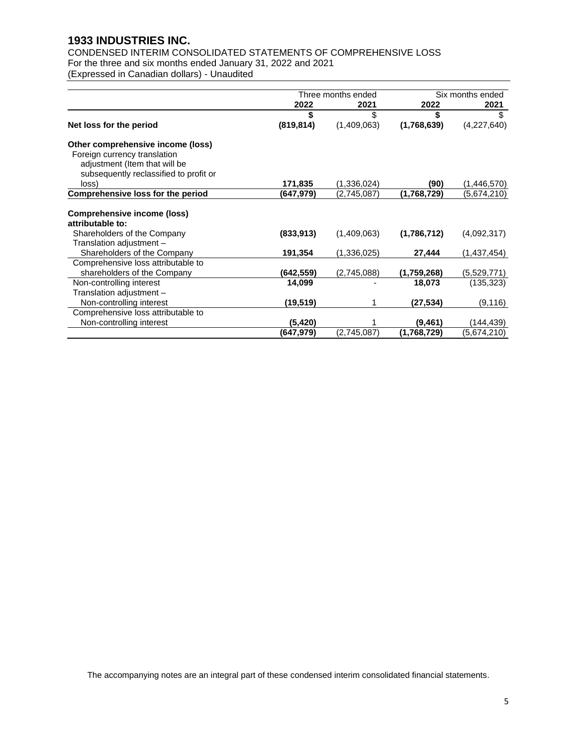# 1933 INDUSTRIES INC.

CONDENSED INTERIM CONSOLIDATED STATEMENTS OF COMPREHENSIVE LOSS
For the three and six months ended January 31, 2022 and 2021
(Expressed in Canadian dollars) - Unaudited

| | Three months ended | | Six months ended | |
|---|---|---|---|---|
| | **2022** | **2021** | **2022** | **2021** |
| | **$** | $ | **$** | $ |
| **Net loss for the period** | **(819,814)** | (1,409,063) | **(1,768,639)** | (4,227,640) |
| **Other comprehensive income (loss)** | | | | |
| Foreign currency translation adjustment (Item that will be subsequently reclassified to profit or loss) | **171,835** | (1,336,024) | **(90)** | (1,446,570) |
| **Comprehensive loss for the period** | **(647,979)** | (2,745,087) | **(1,768,729)** | (5,674,210) |
| **Comprehensive income (loss) attributable to:** | | | | |
| Shareholders of the Company | **(833,913)** | (1,409,063) | **(1,786,712)** | (4,092,317) |
| Translation adjustment – Shareholders of the Company | **191,354** | (1,336,025) | **27,444** | (1,437,454) |
| Comprehensive loss attributable to shareholders of the Company | **(642,559)** | (2,745,088) | **(1,759,268)** | (5,529,771) |
| Non-controlling interest | **14,099** | - | **18,073** | (135,323) |
| Translation adjustment – Non-controlling interest | **(19,519)** | 1 | **(27,534)** | (9,116) |
| Comprehensive loss attributable to Non-controlling interest | **(5,420)** | 1 | **(9,461)** | (144,439) |
| | **(647,979)** | (2,745,087) | **(1,768,729)** | (5,674,210) |

The accompanying notes are an integral part of these condensed interim consolidated financial statements.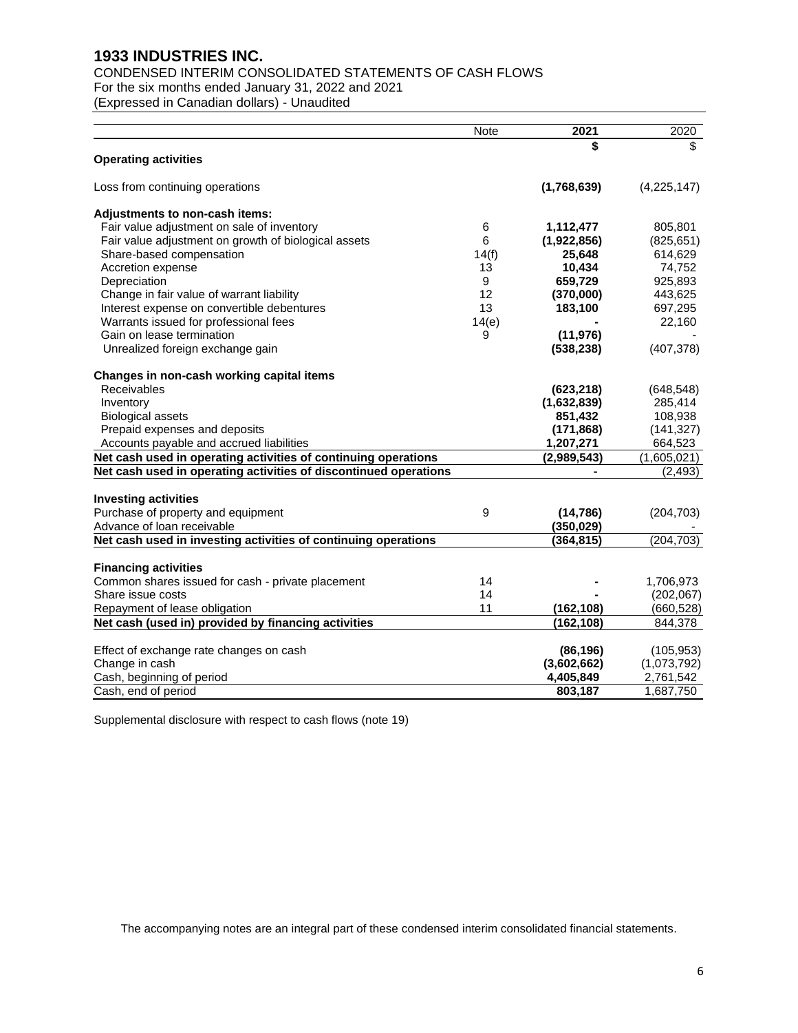# 1933 INDUSTRIES INC.

CONDENSED INTERIM CONSOLIDATED STATEMENTS OF CASH FLOWS
For the six months ended January 31, 2022 and 2021
(Expressed in Canadian dollars) - Unaudited

| | Note | 2021 | 2020 |
|---|---|---|---|
| | | **$** | $ |
| **Operating activities** | | | |
| Loss from continuing operations | | **(1,768,639)** | (4,225,147) |
| **Adjustments to non-cash items:** | | | |
| Fair value adjustment on sale of inventory | 6 | **1,112,477** | 805,801 |
| Fair value adjustment on growth of biological assets | 6 | **(1,922,856)** | (825,651) |
| Share-based compensation | 14(f) | **25,648** | 614,629 |
| Accretion expense | 13 | **10,434** | 74,752 |
| Depreciation | 9 | **659,729** | 925,893 |
| Change in fair value of warrant liability | 12 | **(370,000)** | 443,625 |
| Interest expense on convertible debentures | 13 | **183,100** | 697,295 |
| Warrants issued for professional fees | 14(e) | **-** | 22,160 |
| Gain on lease termination | 9 | **(11,976)** | - |
| Unrealized foreign exchange gain | | **(538,238)** | (407,378) |
| **Changes in non-cash working capital items** | | | |
| Receivables | | **(623,218)** | (648,548) |
| Inventory | | **(1,632,839)** | 285,414 |
| Biological assets | | **851,432** | 108,938 |
| Prepaid expenses and deposits | | **(171,868)** | (141,327) |
| Accounts payable and accrued liabilities | | **1,207,271** | 664,523 |
| **Net cash used in operating activities of continuing operations** | | **(2,989,543)** | (1,605,021) |
| **Net cash used in operating activities of discontinued operations** | | **-** | (2,493) |
| **Investing activities** | | | |
| Purchase of property and equipment | 9 | **(14,786)** | (204,703) |
| Advance of loan receivable | | **(350,029)** | - |
| **Net cash used in investing activities of continuing operations** | | **(364,815)** | (204,703) |
| **Financing activities** | | | |
| Common shares issued for cash - private placement | 14 | **-** | 1,706,973 |
| Share issue costs | 14 | **-** | (202,067) |
| Repayment of lease obligation | 11 | **(162,108)** | (660,528) |
| **Net cash (used in) provided by financing activities** | | **(162,108)** | 844,378 |
| Effect of exchange rate changes on cash | | **(86,196)** | (105,953) |
| Change in cash | | **(3,602,662)** | (1,073,792) |
| Cash, beginning of period | | **4,405,849** | 2,761,542 |
| Cash, end of period | | **803,187** | 1,687,750 |

Supplemental disclosure with respect to cash flows (note 19)

The accompanying notes are an integral part of these condensed interim consolidated financial statements.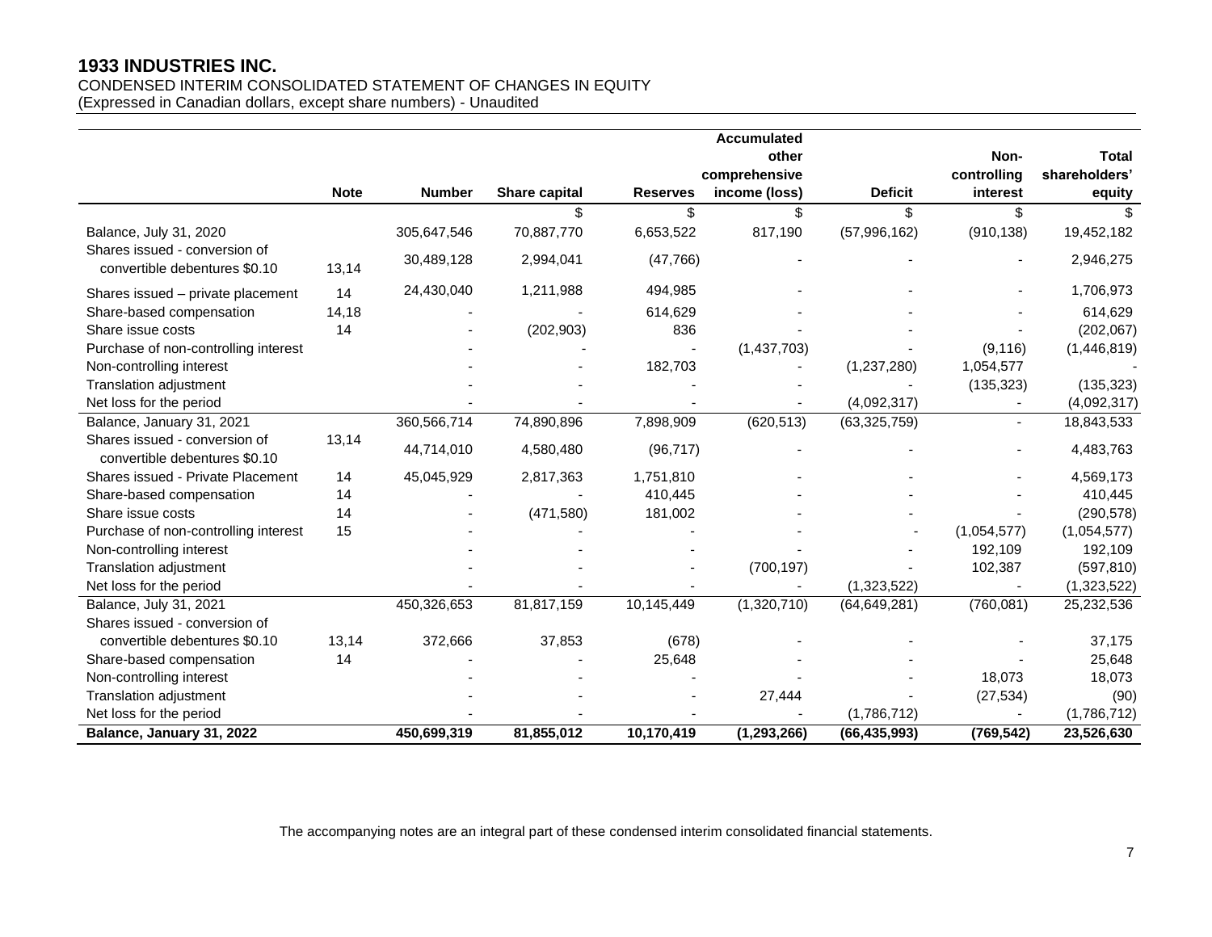# 1933 INDUSTRIES INC.

CONDENSED INTERIM CONSOLIDATED STATEMENT OF CHANGES IN EQUITY
(Expressed in Canadian dollars, except share numbers) - Unaudited

| | Note | Number | Share capital | Reserves | Accumulated other comprehensive income (loss) | Deficit | Non-controlling interest | Total shareholders' equity |
|---|---|---|---|---|---|---|---|---|
| | | | $ | $ | $ | $ | $ | $ |
| Balance, July 31, 2020 | | 305,647,546 | 70,887,770 | 6,653,522 | 817,190 | (57,996,162) | (910,138) | 19,452,182 |
| Shares issued - conversion of convertible debentures $0.10 | 13,14 | 30,489,128 | 2,994,041 | (47,766) | - | - | - | 2,946,275 |
| Shares issued – private placement | 14 | 24,430,040 | 1,211,988 | 494,985 | - | - | - | 1,706,973 |
| Share-based compensation | 14,18 | - | - | 614,629 | - | - | - | 614,629 |
| Share issue costs | 14 | - | (202,903) | 836 | - | - | - | (202,067) |
| Purchase of non-controlling interest | | - | - | - | (1,437,703) | - | (9,116) | (1,446,819) |
| Non-controlling interest | | - | - | 182,703 | - | (1,237,280) | 1,054,577 | - |
| Translation adjustment | | - | - | - | - | - | (135,323) | (135,323) |
| Net loss for the period | | - | - | - | - | (4,092,317) | - | (4,092,317) |
| Balance, January 31, 2021 | | 360,566,714 | 74,890,896 | 7,898,909 | (620,513) | (63,325,759) | - | 18,843,533 |
| Shares issued - conversion of convertible debentures $0.10 | 13,14 | 44,714,010 | 4,580,480 | (96,717) | - | - | - | 4,483,763 |
| Shares issued - Private Placement | 14 | 45,045,929 | 2,817,363 | 1,751,810 | - | - | - | 4,569,173 |
| Share-based compensation | 14 | - | - | 410,445 | - | - | - | 410,445 |
| Share issue costs | 14 | - | (471,580) | 181,002 | - | - | - | (290,578) |
| Purchase of non-controlling interest | 15 | - | - | - | - | - | (1,054,577) | (1,054,577) |
| Non-controlling interest | | - | - | - | - | - | 192,109 | 192,109 |
| Translation adjustment | | - | - | - | (700,197) | - | 102,387 | (597,810) |
| Net loss for the period | | - | - | - | - | (1,323,522) | - | (1,323,522) |
| Balance, July 31, 2021 | | 450,326,653 | 81,817,159 | 10,145,449 | (1,320,710) | (64,649,281) | (760,081) | 25,232,536 |
| Shares issued - conversion of convertible debentures $0.10 | 13,14 | 372,666 | 37,853 | (678) | - | - | - | 37,175 |
| Share-based compensation | 14 | - | - | 25,648 | - | - | - | 25,648 |
| Non-controlling interest | | - | - | - | - | - | 18,073 | 18,073 |
| Translation adjustment | | - | - | - | 27,444 | - | (27,534) | (90) |
| Net loss for the period | | - | - | - | - | (1,786,712) | - | (1,786,712) |
| **Balance, January 31, 2022** | | **450,699,319** | **81,855,012** | **10,170,419** | **(1,293,266)** | **(66,435,993)** | **(769,542)** | **23,526,630** |

The accompanying notes are an integral part of these condensed interim consolidated financial statements.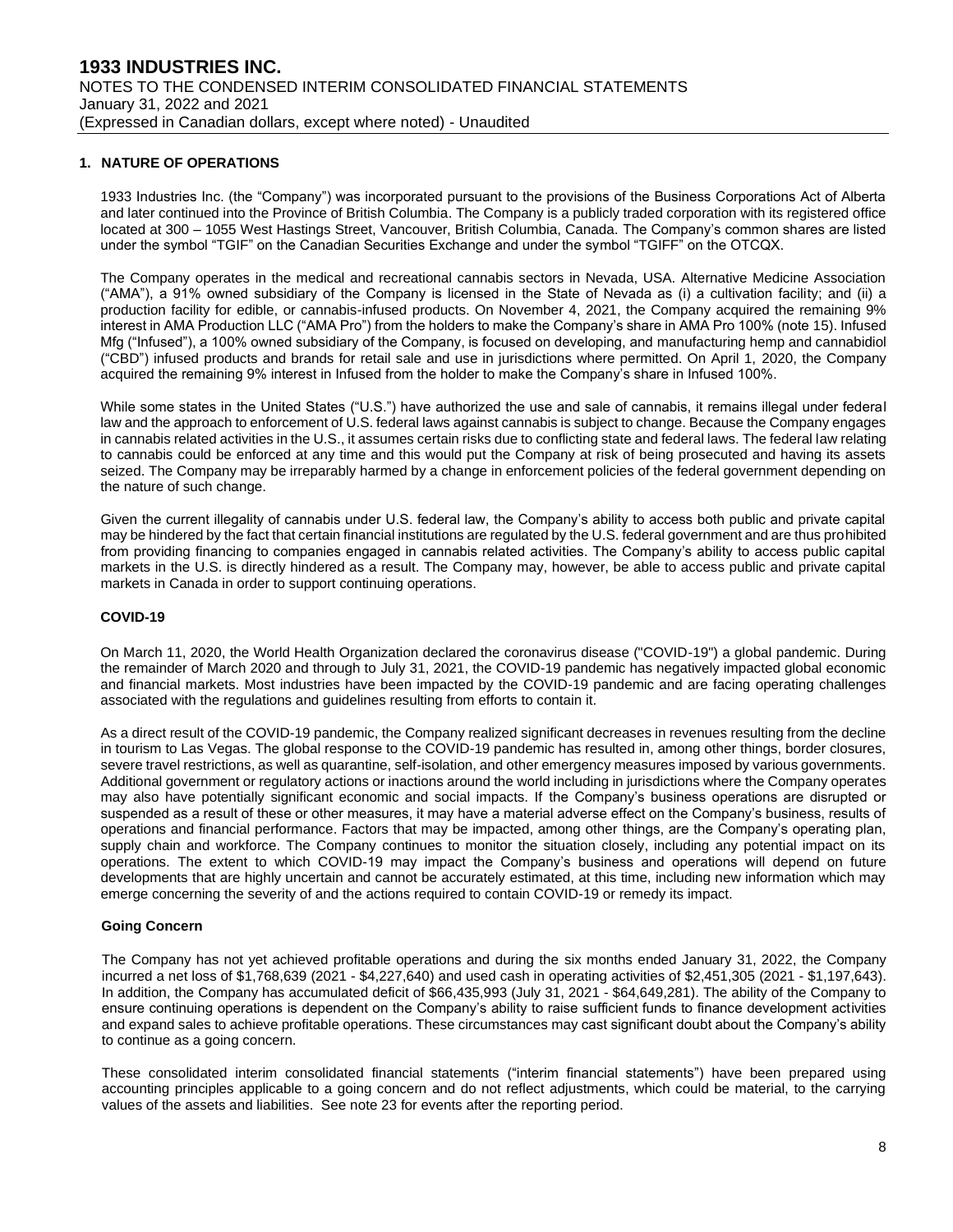## 1. NATURE OF OPERATIONS

1933 Industries Inc. (the "Company") was incorporated pursuant to the provisions of the Business Corporations Act of Alberta and later continued into the Province of British Columbia. The Company is a publicly traded corporation with its registered office located at 300 – 1055 West Hastings Street, Vancouver, British Columbia, Canada. The Company's common shares are listed under the symbol "TGIF" on the Canadian Securities Exchange and under the symbol "TGIFF" on the OTCQX.

The Company operates in the medical and recreational cannabis sectors in Nevada, USA. Alternative Medicine Association ("AMA"), a 91% owned subsidiary of the Company is licensed in the State of Nevada as (i) a cultivation facility; and (ii) a production facility for edible, or cannabis-infused products. On November 4, 2021, the Company acquired the remaining 9% interest in AMA Production LLC ("AMA Pro") from the holders to make the Company's share in AMA Pro 100% (note 15). Infused Mfg ("Infused"), a 100% owned subsidiary of the Company, is focused on developing, and manufacturing hemp and cannabidiol ("CBD") infused products and brands for retail sale and use in jurisdictions where permitted. On April 1, 2020, the Company acquired the remaining 9% interest in Infused from the holder to make the Company's share in Infused 100%.

While some states in the United States ("U.S.") have authorized the use and sale of cannabis, it remains illegal under federal law and the approach to enforcement of U.S. federal laws against cannabis is subject to change. Because the Company engages in cannabis related activities in the U.S., it assumes certain risks due to conflicting state and federal laws. The federal law relating to cannabis could be enforced at any time and this would put the Company at risk of being prosecuted and having its assets seized. The Company may be irreparably harmed by a change in enforcement policies of the federal government depending on the nature of such change.

Given the current illegality of cannabis under U.S. federal law, the Company's ability to access both public and private capital may be hindered by the fact that certain financial institutions are regulated by the U.S. federal government and are thus prohibited from providing financing to companies engaged in cannabis related activities. The Company's ability to access public capital markets in the U.S. is directly hindered as a result. The Company may, however, be able to access public and private capital markets in Canada in order to support continuing operations.

### COVID-19

On March 11, 2020, the World Health Organization declared the coronavirus disease ("COVID-19") a global pandemic. During the remainder of March 2020 and through to July 31, 2021, the COVID-19 pandemic has negatively impacted global economic and financial markets. Most industries have been impacted by the COVID-19 pandemic and are facing operating challenges associated with the regulations and guidelines resulting from efforts to contain it.

As a direct result of the COVID-19 pandemic, the Company realized significant decreases in revenues resulting from the decline in tourism to Las Vegas. The global response to the COVID-19 pandemic has resulted in, among other things, border closures, severe travel restrictions, as well as quarantine, self-isolation, and other emergency measures imposed by various governments. Additional government or regulatory actions or inactions around the world including in jurisdictions where the Company operates may also have potentially significant economic and social impacts. If the Company's business operations are disrupted or suspended as a result of these or other measures, it may have a material adverse effect on the Company's business, results of operations and financial performance. Factors that may be impacted, among other things, are the Company's operating plan, supply chain and workforce. The Company continues to monitor the situation closely, including any potential impact on its operations. The extent to which COVID-19 may impact the Company's business and operations will depend on future developments that are highly uncertain and cannot be accurately estimated, at this time, including new information which may emerge concerning the severity of and the actions required to contain COVID-19 or remedy its impact.

### Going Concern

The Company has not yet achieved profitable operations and during the six months ended January 31, 2022, the Company incurred a net loss of $1,768,639 (2021 - $4,227,640) and used cash in operating activities of $2,451,305 (2021 - $1,197,643). In addition, the Company has accumulated deficit of $66,435,993 (July 31, 2021 - $64,649,281). The ability of the Company to ensure continuing operations is dependent on the Company's ability to raise sufficient funds to finance development activities and expand sales to achieve profitable operations. These circumstances may cast significant doubt about the Company's ability to continue as a going concern.

These consolidated interim consolidated financial statements ("interim financial statements") have been prepared using accounting principles applicable to a going concern and do not reflect adjustments, which could be material, to the carrying values of the assets and liabilities. See note 23 for events after the reporting period.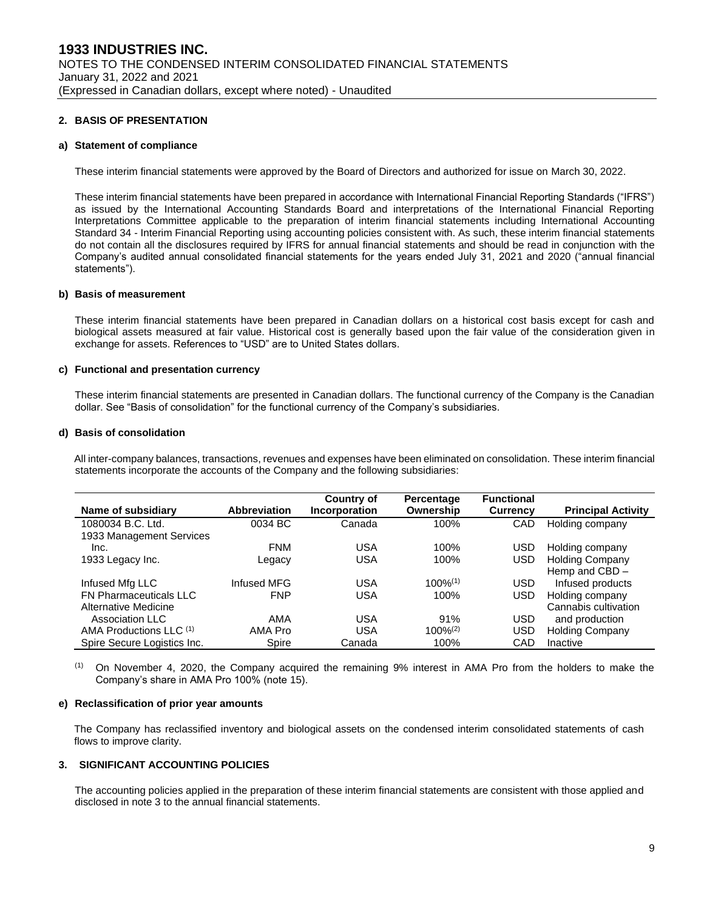## 2. BASIS OF PRESENTATION

### a) Statement of compliance

These interim financial statements were approved by the Board of Directors and authorized for issue on March 30, 2022.

These interim financial statements have been prepared in accordance with International Financial Reporting Standards ("IFRS") as issued by the International Accounting Standards Board and interpretations of the International Financial Reporting Interpretations Committee applicable to the preparation of interim financial statements including International Accounting Standard 34 - Interim Financial Reporting using accounting policies consistent with. As such, these interim financial statements do not contain all the disclosures required by IFRS for annual financial statements and should be read in conjunction with the Company's audited annual consolidated financial statements for the years ended July 31, 2021 and 2020 ("annual financial statements").

### b) Basis of measurement

These interim financial statements have been prepared in Canadian dollars on a historical cost basis except for cash and biological assets measured at fair value. Historical cost is generally based upon the fair value of the consideration given in exchange for assets. References to "USD" are to United States dollars.

### c) Functional and presentation currency

These interim financial statements are presented in Canadian dollars. The functional currency of the Company is the Canadian dollar. See "Basis of consolidation" for the functional currency of the Company's subsidiaries.

### d) Basis of consolidation

All inter-company balances, transactions, revenues and expenses have been eliminated on consolidation. These interim financial statements incorporate the accounts of the Company and the following subsidiaries:

| Name of subsidiary | Abbreviation | Country of Incorporation | Percentage Ownership | Functional Currency | Principal Activity |
|---|---|---|---|---|---|
| 1080034 B.C. Ltd. | 0034 BC | Canada | 100% | CAD | Holding company |
| 1933 Management Services Inc. | FNM | USA | 100% | USD | Holding company |
| 1933 Legacy Inc. | Legacy | USA | 100% | USD | Holding Company |
| Infused Mfg LLC | Infused MFG | USA | 100%[1] | USD | Hemp and CBD – Infused products |
| FN Pharmaceuticals LLC | FNP | USA | 100% | USD | Holding company |
| Alternative Medicine Association LLC | AMA | USA | 91% | USD | Cannabis cultivation and production |
| AMA Productions LLC [1] | AMA Pro | USA | 100%[2] | USD | Holding Company |
| Spire Secure Logistics Inc. | Spire | Canada | 100% | CAD | Inactive |

[1] On November 4, 2020, the Company acquired the remaining 9% interest in AMA Pro from the holders to make the Company's share in AMA Pro 100% (note 15).

### e) Reclassification of prior year amounts

The Company has reclassified inventory and biological assets on the condensed interim consolidated statements of cash flows to improve clarity.

## 3. SIGNIFICANT ACCOUNTING POLICIES

The accounting policies applied in the preparation of these interim financial statements are consistent with those applied and disclosed in note 3 to the annual financial statements.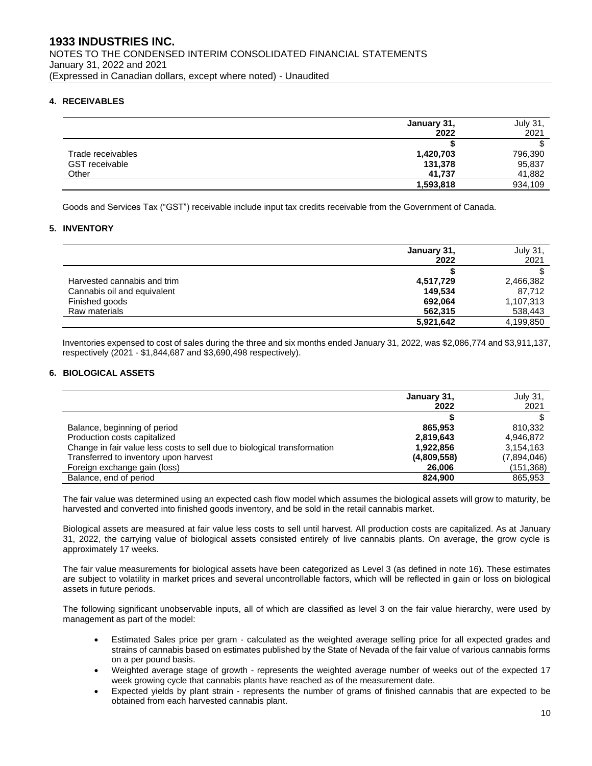## 4. RECEIVABLES

| | January 31, 2022 | July 31, 2021 |
|---|---|---|
| | **$** | $ |
| Trade receivables | **1,420,703** | 796,390 |
| GST receivable | **131,378** | 95,837 |
| Other | **41,737** | 41,882 |
| | **1,593,818** | 934,109 |

Goods and Services Tax ("GST") receivable include input tax credits receivable from the Government of Canada.

## 5. INVENTORY

| | January 31, 2022 | July 31, 2021 |
|---|---|---|
| | **$** | $ |
| Harvested cannabis and trim | **4,517,729** | 2,466,382 |
| Cannabis oil and equivalent | **149,534** | 87,712 |
| Finished goods | **692,064** | 1,107,313 |
| Raw materials | **562,315** | 538,443 |
| | **5,921,642** | 4,199,850 |

Inventories expensed to cost of sales during the three and six months ended January 31, 2022, was $2,086,774 and $3,911,137, respectively (2021 - $1,844,687 and $3,690,498 respectively).

## 6. BIOLOGICAL ASSETS

| | January 31, 2022 | July 31, 2021 |
|---|---|---|
| | **$** | $ |
| Balance, beginning of period | **865,953** | 810,332 |
| Production costs capitalized | **2,819,643** | 4,946,872 |
| Change in fair value less costs to sell due to biological transformation | **1,922,856** | 3,154,163 |
| Transferred to inventory upon harvest | **(4,809,558)** | (7,894,046) |
| Foreign exchange gain (loss) | **26,006** | (151,368) |
| Balance, end of period | **824,900** | 865,953 |

The fair value was determined using an expected cash flow model which assumes the biological assets will grow to maturity, be harvested and converted into finished goods inventory, and be sold in the retail cannabis market.

Biological assets are measured at fair value less costs to sell until harvest. All production costs are capitalized. As at January 31, 2022, the carrying value of biological assets consisted entirely of live cannabis plants. On average, the grow cycle is approximately 17 weeks.

The fair value measurements for biological assets have been categorized as Level 3 (as defined in note 16). These estimates are subject to volatility in market prices and several uncontrollable factors, which will be reflected in gain or loss on biological assets in future periods.

The following significant unobservable inputs, all of which are classified as level 3 on the fair value hierarchy, were used by management as part of the model:

- Estimated Sales price per gram - calculated as the weighted average selling price for all expected grades and strains of cannabis based on estimates published by the State of Nevada of the fair value of various cannabis forms on a per pound basis.
- Weighted average stage of growth - represents the weighted average number of weeks out of the expected 17 week growing cycle that cannabis plants have reached as of the measurement date.
- Expected yields by plant strain - represents the number of grams of finished cannabis that are expected to be obtained from each harvested cannabis plant.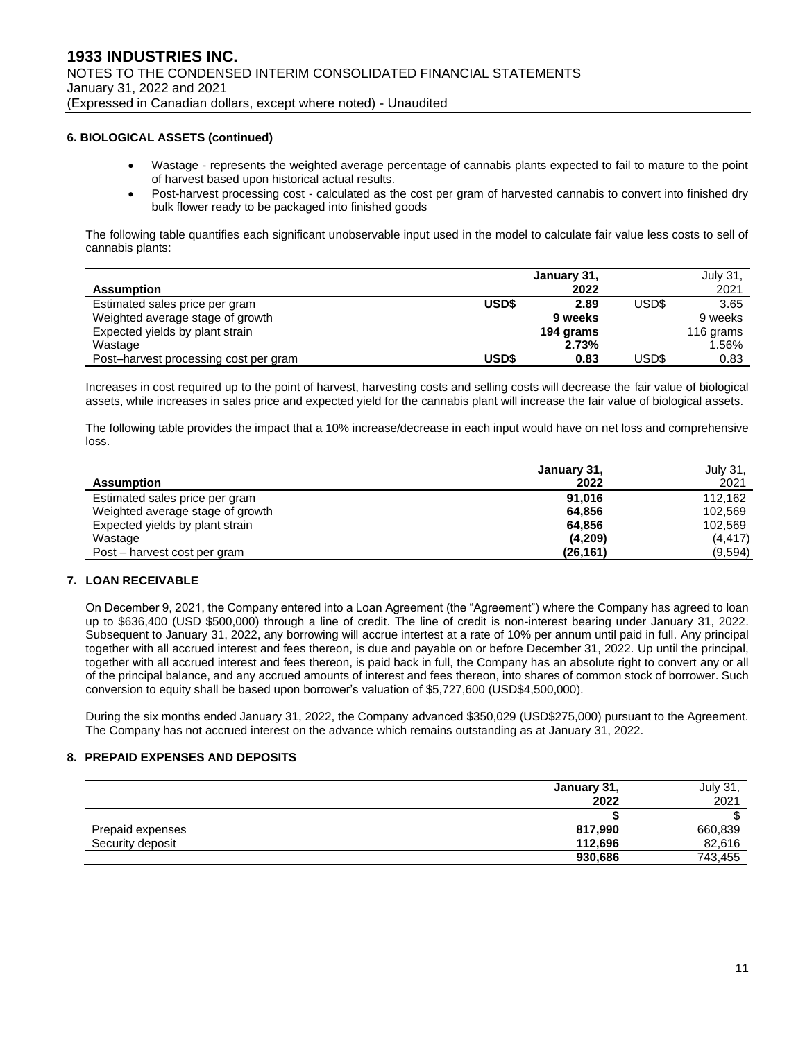## 6. BIOLOGICAL ASSETS (continued)

- Wastage - represents the weighted average percentage of cannabis plants expected to fail to mature to the point of harvest based upon historical actual results.
- Post-harvest processing cost - calculated as the cost per gram of harvested cannabis to convert into finished dry bulk flower ready to be packaged into finished goods

The following table quantifies each significant unobservable input used in the model to calculate fair value less costs to sell of cannabis plants:

| Assumption | | January 31, 2022 | | July 31, 2021 |
|---|---|---|---|---|
| Estimated sales price per gram | **USD$** | **2.89** | USD$ | 3.65 |
| Weighted average stage of growth | | **9 weeks** | | 9 weeks |
| Expected yields by plant strain | | **194 grams** | | 116 grams |
| Wastage | | **2.73%** | | 1.56% |
| Post–harvest processing cost per gram | **USD$** | **0.83** | USD$ | 0.83 |

Increases in cost required up to the point of harvest, harvesting costs and selling costs will decrease the fair value of biological assets, while increases in sales price and expected yield for the cannabis plant will increase the fair value of biological assets.

The following table provides the impact that a 10% increase/decrease in each input would have on net loss and comprehensive loss.

| Assumption | January 31, 2022 | July 31, 2021 |
|---|---|---|
| Estimated sales price per gram | **91,016** | 112,162 |
| Weighted average stage of growth | **64,856** | 102,569 |
| Expected yields by plant strain | **64,856** | 102,569 |
| Wastage | **(4,209)** | (4,417) |
| Post – harvest cost per gram | **(26,161)** | (9,594) |

## 7. LOAN RECEIVABLE

On December 9, 2021, the Company entered into a Loan Agreement (the "Agreement") where the Company has agreed to loan up to $636,400 (USD $500,000) through a line of credit. The line of credit is non-interest bearing under January 31, 2022. Subsequent to January 31, 2022, any borrowing will accrue intertest at a rate of 10% per annum until paid in full. Any principal together with all accrued interest and fees thereon, is due and payable on or before December 31, 2022. Up until the principal, together with all accrued interest and fees thereon, is paid back in full, the Company has an absolute right to convert any or all of the principal balance, and any accrued amounts of interest and fees thereon, into shares of common stock of borrower. Such conversion to equity shall be based upon borrower's valuation of $5,727,600 (USD$4,500,000).

During the six months ended January 31, 2022, the Company advanced $350,029 (USD$275,000) pursuant to the Agreement. The Company has not accrued interest on the advance which remains outstanding as at January 31, 2022.

## 8. PREPAID EXPENSES AND DEPOSITS

| | January 31, 2022 | July 31, 2021 |
|---|---|---|
| | **$** | $ |
| Prepaid expenses | **817,990** | 660,839 |
| Security deposit | **112,696** | 82,616 |
| | **930,686** | 743,455 |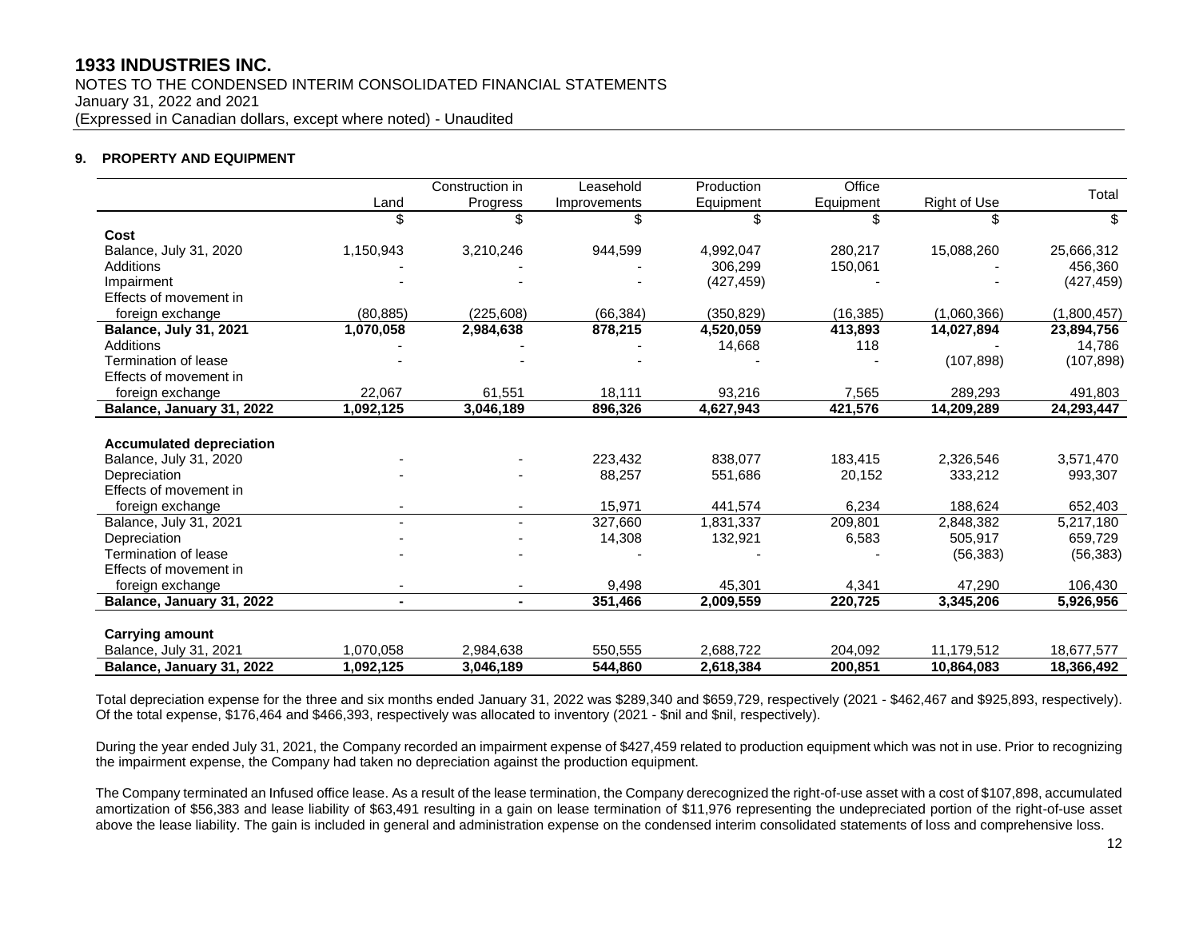## 9. PROPERTY AND EQUIPMENT

| | Land | Construction in Progress | Leasehold Improvements | Production Equipment | Office Equipment | Right of Use | Total |
|---|---|---|---|---|---|---|---|
| | $ | $ | $ | $ | $ | $ | $ |
| **Cost** | | | | | | | |
| Balance, July 31, 2020 | 1,150,943 | 3,210,246 | 944,599 | 4,992,047 | 280,217 | 15,088,260 | 25,666,312 |
| Additions | - | - | - | 306,299 | 150,061 | - | 456,360 |
| Impairment | - | - | - | (427,459) | - | - | (427,459) |
| Effects of movement in foreign exchange | (80,885) | (225,608) | (66,384) | (350,829) | (16,385) | (1,060,366) | (1,800,457) |
| **Balance, July 31, 2021** | **1,070,058** | **2,984,638** | **878,215** | **4,520,059** | **413,893** | **14,027,894** | **23,894,756** |
| Additions | - | - | - | 14,668 | 118 | - | 14,786 |
| Termination of lease | - | - | - | - | - | (107,898) | (107,898) |
| Effects of movement in foreign exchange | 22,067 | 61,551 | 18,111 | 93,216 | 7,565 | 289,293 | 491,803 |
| **Balance, January 31, 2022** | **1,092,125** | **3,046,189** | **896,326** | **4,627,943** | **421,576** | **14,209,289** | **24,293,447** |
| | | | | | | | |
| **Accumulated depreciation** | | | | | | | |
| Balance, July 31, 2020 | - | - | 223,432 | 838,077 | 183,415 | 2,326,546 | 3,571,470 |
| Depreciation | - | - | 88,257 | 551,686 | 20,152 | 333,212 | 993,307 |
| Effects of movement in foreign exchange | - | - | 15,971 | 441,574 | 6,234 | 188,624 | 652,403 |
| Balance, July 31, 2021 | - | - | 327,660 | 1,831,337 | 209,801 | 2,848,382 | 5,217,180 |
| Depreciation | - | - | 14,308 | 132,921 | 6,583 | 505,917 | 659,729 |
| Termination of lease | - | - | - | - | - | (56,383) | (56,383) |
| Effects of movement in foreign exchange | - | - | 9,498 | 45,301 | 4,341 | 47,290 | 106,430 |
| **Balance, January 31, 2022** | **-** | **-** | **351,466** | **2,009,559** | **220,725** | **3,345,206** | **5,926,956** |
| | | | | | | | |
| **Carrying amount** | | | | | | | |
| Balance, July 31, 2021 | 1,070,058 | 2,984,638 | 550,555 | 2,688,722 | 204,092 | 11,179,512 | 18,677,577 |
| **Balance, January 31, 2022** | **1,092,125** | **3,046,189** | **544,860** | **2,618,384** | **200,851** | **10,864,083** | **18,366,492** |

Total depreciation expense for the three and six months ended January 31, 2022 was $289,340 and $659,729, respectively (2021 - $462,467 and $925,893, respectively). Of the total expense, $176,464 and $466,393, respectively was allocated to inventory (2021 - $nil and $nil, respectively).

During the year ended July 31, 2021, the Company recorded an impairment expense of $427,459 related to production equipment which was not in use. Prior to recognizing the impairment expense, the Company had taken no depreciation against the production equipment.

The Company terminated an Infused office lease. As a result of the lease termination, the Company derecognized the right-of-use asset with a cost of $107,898, accumulated amortization of $56,383 and lease liability of $63,491 resulting in a gain on lease termination of $11,976 representing the undepreciated portion of the right-of-use asset above the lease liability. The gain is included in general and administration expense on the condensed interim consolidated statements of loss and comprehensive loss.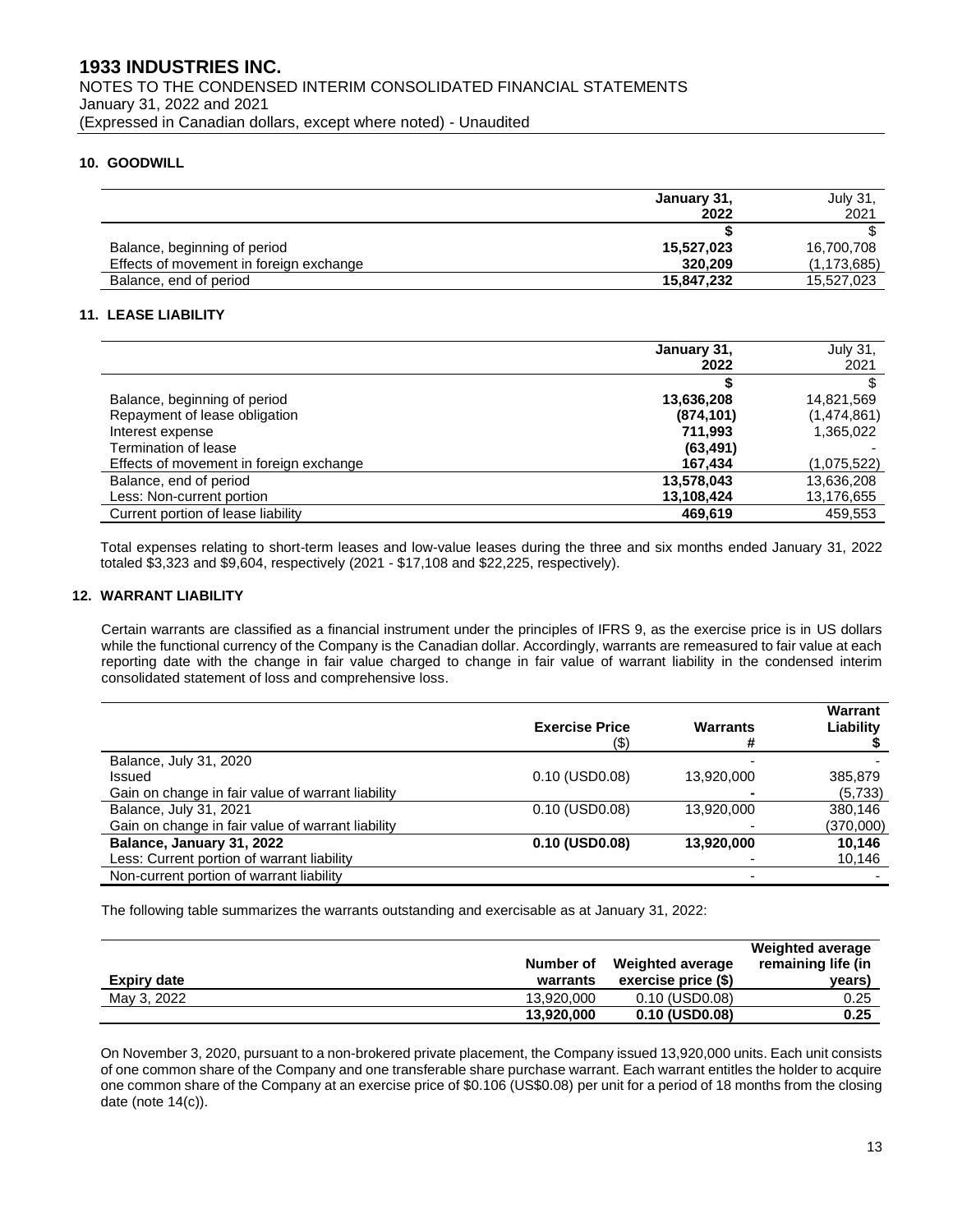# 1933 INDUSTRIES INC.

NOTES TO THE CONDENSED INTERIM CONSOLIDATED FINANCIAL STATEMENTS
January 31, 2022 and 2021
(Expressed in Canadian dollars, except where noted) - Unaudited

## 10. GOODWILL

| | January 31, 2022 | July 31, 2021 |
|---|---|---|
| | **$** | $ |
| Balance, beginning of period | **15,527,023** | 16,700,708 |
| Effects of movement in foreign exchange | **320,209** | (1,173,685) |
| Balance, end of period | **15,847,232** | 15,527,023 |

## 11. LEASE LIABILITY

| | January 31, 2022 | July 31, 2021 |
|---|---|---|
| | **$** | $ |
| Balance, beginning of period | **13,636,208** | 14,821,569 |
| Repayment of lease obligation | **(874,101)** | (1,474,861) |
| Interest expense | **711,993** | 1,365,022 |
| Termination of lease | **(63,491)** | - |
| Effects of movement in foreign exchange | **167,434** | (1,075,522) |
| Balance, end of period | **13,578,043** | 13,636,208 |
| Less: Non-current portion | **13,108,424** | 13,176,655 |
| Current portion of lease liability | **469,619** | 459,553 |

Total expenses relating to short-term leases and low-value leases during the three and six months ended January 31, 2022 totaled $3,323 and $9,604, respectively (2021 - $17,108 and $22,225, respectively).

## 12. WARRANT LIABILITY

Certain warrants are classified as a financial instrument under the principles of IFRS 9, as the exercise price is in US dollars while the functional currency of the Company is the Canadian dollar. Accordingly, warrants are remeasured to fair value at each reporting date with the change in fair value charged to change in fair value of warrant liability in the condensed interim consolidated statement of loss and comprehensive loss.

| | Exercise Price ($) | Warrants # | Warrant Liability $ |
|---|---|---|---|
| Balance, July 31, 2020 | | - | - |
| Issued | 0.10 (USD0.08) | 13,920,000 | 385,879 |
| Gain on change in fair value of warrant liability | | **-** | (5,733) |
| Balance, July 31, 2021 | 0.10 (USD0.08) | 13,920,000 | 380,146 |
| Gain on change in fair value of warrant liability | | - | (370,000) |
| **Balance, January 31, 2022** | **0.10 (USD0.08)** | **13,920,000** | **10,146** |
| Less: Current portion of warrant liability | | - | 10,146 |
| Non-current portion of warrant liability | | - | - |

The following table summarizes the warrants outstanding and exercisable as at January 31, 2022:

| Expiry date | Number of warrants | Weighted average exercise price ($) | Weighted average remaining life (in years) |
|---|---|---|---|
| May 3, 2022 | 13,920,000 | 0.10 (USD0.08) | 0.25 |
| | **13,920,000** | **0.10 (USD0.08)** | **0.25** |

On November 3, 2020, pursuant to a non-brokered private placement, the Company issued 13,920,000 units. Each unit consists of one common share of the Company and one transferable share purchase warrant. Each warrant entitles the holder to acquire one common share of the Company at an exercise price of $0.106 (US$0.08) per unit for a period of 18 months from the closing date (note 14(c)).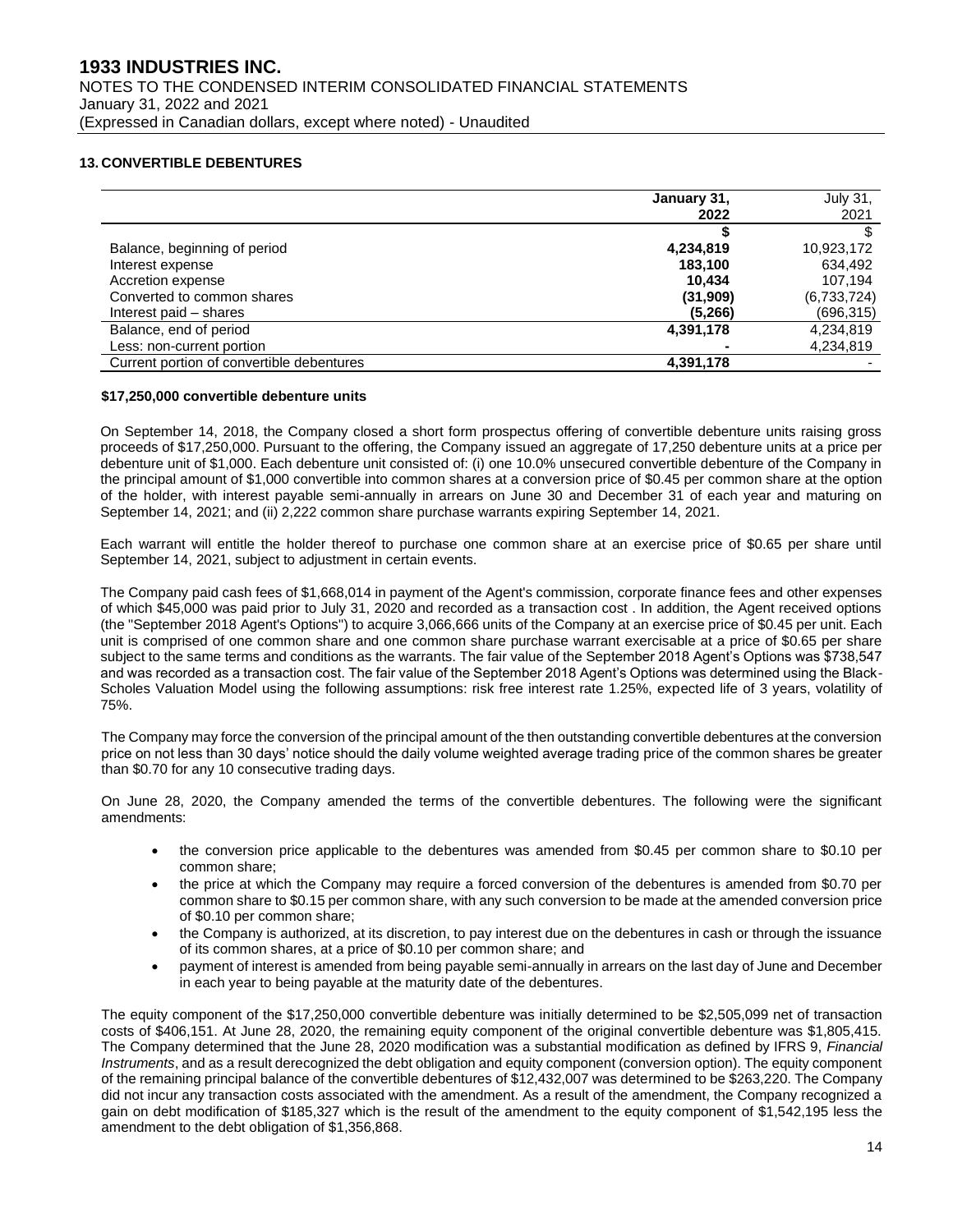## 13. CONVERTIBLE DEBENTURES

| | January 31, 2022 | July 31, 2021 |
|---|---|---|
| | **$** | $ |
| Balance, beginning of period | **4,234,819** | 10,923,172 |
| Interest expense | **183,100** | 634,492 |
| Accretion expense | **10,434** | 107,194 |
| Converted to common shares | **(31,909)** | (6,733,724) |
| Interest paid – shares | **(5,266)** | (696,315) |
| Balance, end of period | **4,391,178** | 4,234,819 |
| Less: non-current portion | **-** | 4,234,819 |
| Current portion of convertible debentures | **4,391,178** | - |

**$17,250,000 convertible debenture units**

On September 14, 2018, the Company closed a short form prospectus offering of convertible debenture units raising gross proceeds of $17,250,000. Pursuant to the offering, the Company issued an aggregate of 17,250 debenture units at a price per debenture unit of $1,000. Each debenture unit consisted of: (i) one 10.0% unsecured convertible debenture of the Company in the principal amount of $1,000 convertible into common shares at a conversion price of $0.45 per common share at the option of the holder, with interest payable semi-annually in arrears on June 30 and December 31 of each year and maturing on September 14, 2021; and (ii) 2,222 common share purchase warrants expiring September 14, 2021.

Each warrant will entitle the holder thereof to purchase one common share at an exercise price of $0.65 per share until September 14, 2021, subject to adjustment in certain events.

The Company paid cash fees of $1,668,014 in payment of the Agent's commission, corporate finance fees and other expenses of which $45,000 was paid prior to July 31, 2020 and recorded as a transaction cost . In addition, the Agent received options (the "September 2018 Agent's Options") to acquire 3,066,666 units of the Company at an exercise price of $0.45 per unit. Each unit is comprised of one common share and one common share purchase warrant exercisable at a price of $0.65 per share subject to the same terms and conditions as the warrants. The fair value of the September 2018 Agent's Options was $738,547 and was recorded as a transaction cost. The fair value of the September 2018 Agent's Options was determined using the Black-Scholes Valuation Model using the following assumptions: risk free interest rate 1.25%, expected life of 3 years, volatility of 75%.

The Company may force the conversion of the principal amount of the then outstanding convertible debentures at the conversion price on not less than 30 days' notice should the daily volume weighted average trading price of the common shares be greater than $0.70 for any 10 consecutive trading days.

On June 28, 2020, the Company amended the terms of the convertible debentures. The following were the significant amendments:

- the conversion price applicable to the debentures was amended from $0.45 per common share to $0.10 per common share;
- the price at which the Company may require a forced conversion of the debentures is amended from $0.70 per common share to $0.15 per common share, with any such conversion to be made at the amended conversion price of $0.10 per common share;
- the Company is authorized, at its discretion, to pay interest due on the debentures in cash or through the issuance of its common shares, at a price of $0.10 per common share; and
- payment of interest is amended from being payable semi-annually in arrears on the last day of June and December in each year to being payable at the maturity date of the debentures.

The equity component of the $17,250,000 convertible debenture was initially determined to be $2,505,099 net of transaction costs of $406,151. At June 28, 2020, the remaining equity component of the original convertible debenture was $1,805,415. The Company determined that the June 28, 2020 modification was a substantial modification as defined by IFRS 9, *Financial Instruments*, and as a result derecognized the debt obligation and equity component (conversion option). The equity component of the remaining principal balance of the convertible debentures of $12,432,007 was determined to be $263,220. The Company did not incur any transaction costs associated with the amendment. As a result of the amendment, the Company recognized a gain on debt modification of $185,327 which is the result of the amendment to the equity component of $1,542,195 less the amendment to the debt obligation of $1,356,868.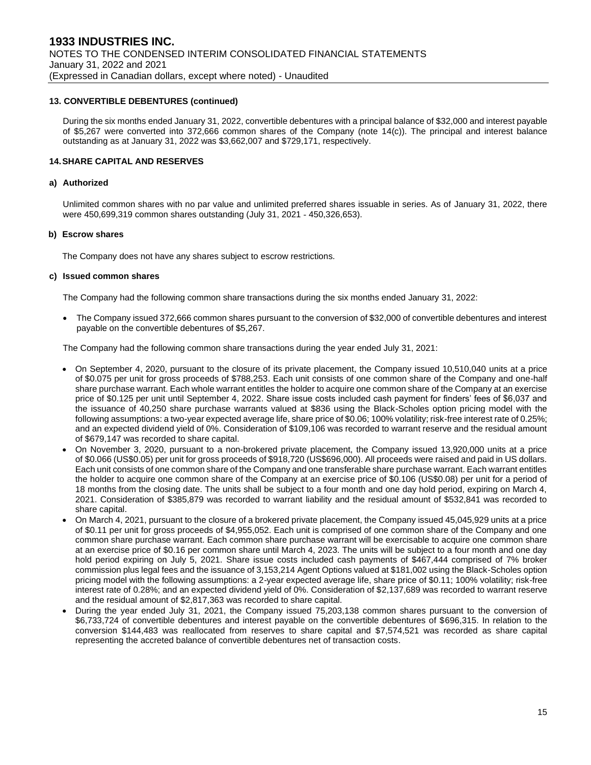## 13. CONVERTIBLE DEBENTURES (continued)

During the six months ended January 31, 2022, convertible debentures with a principal balance of $32,000 and interest payable of $5,267 were converted into 372,666 common shares of the Company (note 14(c)). The principal and interest balance outstanding as at January 31, 2022 was $3,662,007 and $729,171, respectively.

## 14. SHARE CAPITAL AND RESERVES

### a) Authorized

Unlimited common shares with no par value and unlimited preferred shares issuable in series. As of January 31, 2022, there were 450,699,319 common shares outstanding (July 31, 2021 - 450,326,653).

### b) Escrow shares

The Company does not have any shares subject to escrow restrictions.

### c) Issued common shares

The Company had the following common share transactions during the six months ended January 31, 2022:

- The Company issued 372,666 common shares pursuant to the conversion of $32,000 of convertible debentures and interest payable on the convertible debentures of $5,267.

The Company had the following common share transactions during the year ended July 31, 2021:

- On September 4, 2020, pursuant to the closure of its private placement, the Company issued 10,510,040 units at a price of $0.075 per unit for gross proceeds of $788,253. Each unit consists of one common share of the Company and one-half share purchase warrant. Each whole warrant entitles the holder to acquire one common share of the Company at an exercise price of $0.125 per unit until September 4, 2022. Share issue costs included cash payment for finders' fees of $6,037 and the issuance of 40,250 share purchase warrants valued at $836 using the Black-Scholes option pricing model with the following assumptions: a two-year expected average life, share price of $0.06; 100% volatility; risk-free interest rate of 0.25%; and an expected dividend yield of 0%. Consideration of $109,106 was recorded to warrant reserve and the residual amount of $679,147 was recorded to share capital.
- On November 3, 2020, pursuant to a non-brokered private placement, the Company issued 13,920,000 units at a price of $0.066 (US$0.05) per unit for gross proceeds of $918,720 (US$696,000). All proceeds were raised and paid in US dollars. Each unit consists of one common share of the Company and one transferable share purchase warrant. Each warrant entitles the holder to acquire one common share of the Company at an exercise price of $0.106 (US$0.08) per unit for a period of 18 months from the closing date. The units shall be subject to a four month and one day hold period, expiring on March 4, 2021. Consideration of $385,879 was recorded to warrant liability and the residual amount of $532,841 was recorded to share capital.
- On March 4, 2021, pursuant to the closure of a brokered private placement, the Company issued 45,045,929 units at a price of $0.11 per unit for gross proceeds of $4,955,052. Each unit is comprised of one common share of the Company and one common share purchase warrant. Each common share purchase warrant will be exercisable to acquire one common share at an exercise price of $0.16 per common share until March 4, 2023. The units will be subject to a four month and one day hold period expiring on July 5, 2021. Share issue costs included cash payments of $467,444 comprised of 7% broker commission plus legal fees and the issuance of 3,153,214 Agent Options valued at $181,002 using the Black-Scholes option pricing model with the following assumptions: a 2-year expected average life, share price of $0.11; 100% volatility; risk-free interest rate of 0.28%; and an expected dividend yield of 0%. Consideration of $2,137,689 was recorded to warrant reserve and the residual amount of $2,817,363 was recorded to share capital.
- During the year ended July 31, 2021, the Company issued 75,203,138 common shares pursuant to the conversion of $6,733,724 of convertible debentures and interest payable on the convertible debentures of $696,315. In relation to the conversion $144,483 was reallocated from reserves to share capital and $7,574,521 was recorded as share capital representing the accreted balance of convertible debentures net of transaction costs.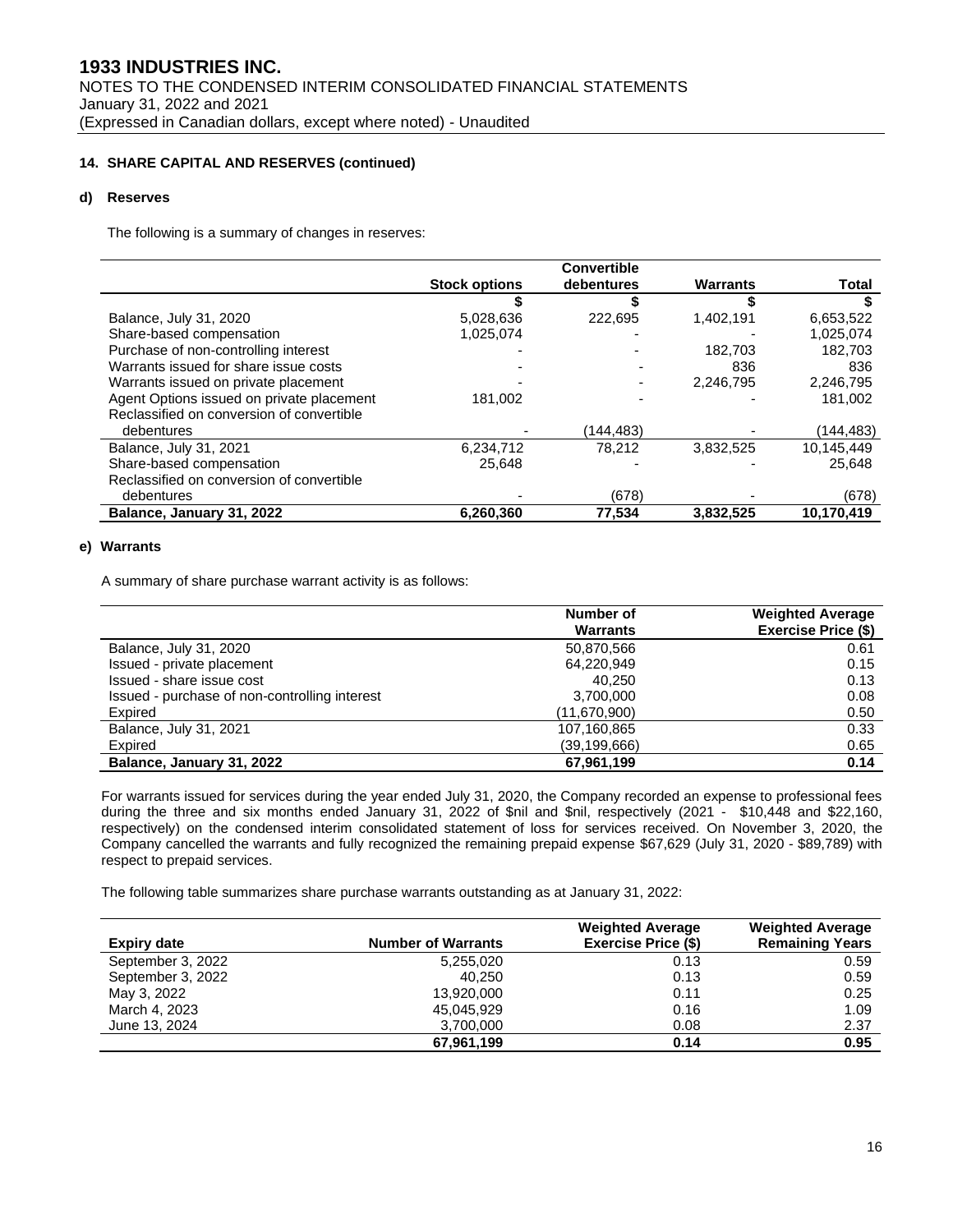## 14. SHARE CAPITAL AND RESERVES (continued)

### d) Reserves

The following is a summary of changes in reserves:

| | Stock options | Convertible debentures | Warrants | Total |
|---|---|---|---|---|
| | $ | $ | $ | $ |
| Balance, July 31, 2020 | 5,028,636 | 222,695 | 1,402,191 | 6,653,522 |
| Share-based compensation | 1,025,074 | - | - | 1,025,074 |
| Purchase of non-controlling interest | - | - | 182,703 | 182,703 |
| Warrants issued for share issue costs | - | - | 836 | 836 |
| Warrants issued on private placement | - | - | 2,246,795 | 2,246,795 |
| Agent Options issued on private placement | 181,002 | - | - | 181,002 |
| Reclassified on conversion of convertible debentures | - | (144,483) | - | (144,483) |
| Balance, July 31, 2021 | 6,234,712 | 78,212 | 3,832,525 | 10,145,449 |
| Share-based compensation | 25,648 | - | - | 25,648 |
| Reclassified on conversion of convertible debentures | - | (678) | - | (678) |
| **Balance, January 31, 2022** | **6,260,360** | **77,534** | **3,832,525** | **10,170,419** |

### e) Warrants

A summary of share purchase warrant activity is as follows:

| | Number of Warrants | Weighted Average Exercise Price ($) |
|---|---|---|
| Balance, July 31, 2020 | 50,870,566 | 0.61 |
| Issued - private placement | 64,220,949 | 0.15 |
| Issued - share issue cost | 40,250 | 0.13 |
| Issued - purchase of non-controlling interest | 3,700,000 | 0.08 |
| Expired | (11,670,900) | 0.50 |
| Balance, July 31, 2021 | 107,160,865 | 0.33 |
| Expired | (39,199,666) | 0.65 |
| **Balance, January 31, 2022** | **67,961,199** | **0.14** |

For warrants issued for services during the year ended July 31, 2020, the Company recorded an expense to professional fees during the three and six months ended January 31, 2022 of $nil and $nil, respectively (2021 - $10,448 and $22,160, respectively) on the condensed interim consolidated statement of loss for services received. On November 3, 2020, the Company cancelled the warrants and fully recognized the remaining prepaid expense $67,629 (July 31, 2020 - $89,789) with respect to prepaid services.

The following table summarizes share purchase warrants outstanding as at January 31, 2022:

| Expiry date | Number of Warrants | Weighted Average Exercise Price ($) | Weighted Average Remaining Years |
|---|---|---|---|
| September 3, 2022 | 5,255,020 | 0.13 | 0.59 |
| September 3, 2022 | 40,250 | 0.13 | 0.59 |
| May 3, 2022 | 13,920,000 | 0.11 | 0.25 |
| March 4, 2023 | 45,045,929 | 0.16 | 1.09 |
| June 13, 2024 | 3,700,000 | 0.08 | 2.37 |
| | **67,961,199** | **0.14** | **0.95** |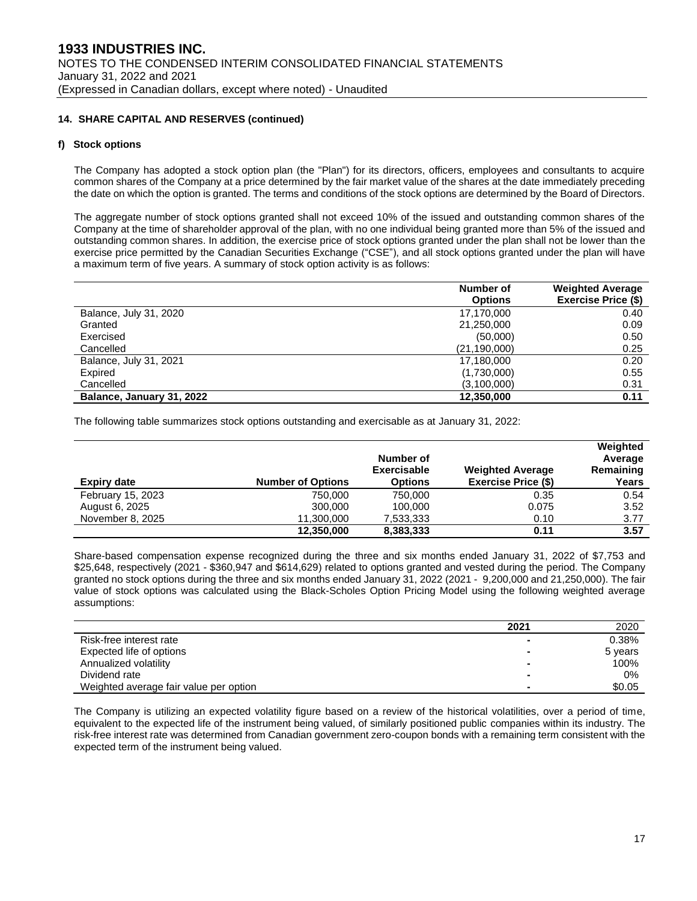### 14. SHARE CAPITAL AND RESERVES (continued)

#### f) Stock options

The Company has adopted a stock option plan (the "Plan") for its directors, officers, employees and consultants to acquire common shares of the Company at a price determined by the fair market value of the shares at the date immediately preceding the date on which the option is granted. The terms and conditions of the stock options are determined by the Board of Directors.

The aggregate number of stock options granted shall not exceed 10% of the issued and outstanding common shares of the Company at the time of shareholder approval of the plan, with no one individual being granted more than 5% of the issued and outstanding common shares. In addition, the exercise price of stock options granted under the plan shall not be lower than the exercise price permitted by the Canadian Securities Exchange ("CSE"), and all stock options granted under the plan will have a maximum term of five years. A summary of stock option activity is as follows:

| | Number of Options | Weighted Average Exercise Price ($) |
|---|---|---|
| Balance, July 31, 2020 | 17,170,000 | 0.40 |
| Granted | 21,250,000 | 0.09 |
| Exercised | (50,000) | 0.50 |
| Cancelled | (21,190,000) | 0.25 |
| Balance, July 31, 2021 | 17,180,000 | 0.20 |
| Expired | (1,730,000) | 0.55 |
| Cancelled | (3,100,000) | 0.31 |
| **Balance, January 31, 2022** | **12,350,000** | **0.11** |

The following table summarizes stock options outstanding and exercisable as at January 31, 2022:

| Expiry date | Number of Options | Number of Exercisable Options | Weighted Average Exercise Price ($) | Weighted Average Remaining Years |
|---|---|---|---|---|
| February 15, 2023 | 750,000 | 750,000 | 0.35 | 0.54 |
| August 6, 2025 | 300,000 | 100,000 | 0.075 | 3.52 |
| November 8, 2025 | 11,300,000 | 7,533,333 | 0.10 | 3.77 |
| | **12,350,000** | **8,383,333** | **0.11** | **3.57** |

Share-based compensation expense recognized during the three and six months ended January 31, 2022 of $7,753 and $25,648, respectively (2021 - $360,947 and $614,629) related to options granted and vested during the period. The Company granted no stock options during the three and six months ended January 31, 2022 (2021 - 9,200,000 and 21,250,000). The fair value of stock options was calculated using the Black-Scholes Option Pricing Model using the following weighted average assumptions:

| | 2021 | 2020 |
|---|---|---|
| Risk-free interest rate | - | 0.38% |
| Expected life of options | - | 5 years |
| Annualized volatility | - | 100% |
| Dividend rate | - | 0% |
| Weighted average fair value per option | - | $0.05 |

The Company is utilizing an expected volatility figure based on a review of the historical volatilities, over a period of time, equivalent to the expected life of the instrument being valued, of similarly positioned public companies within its industry. The risk-free interest rate was determined from Canadian government zero-coupon bonds with a remaining term consistent with the expected term of the instrument being valued.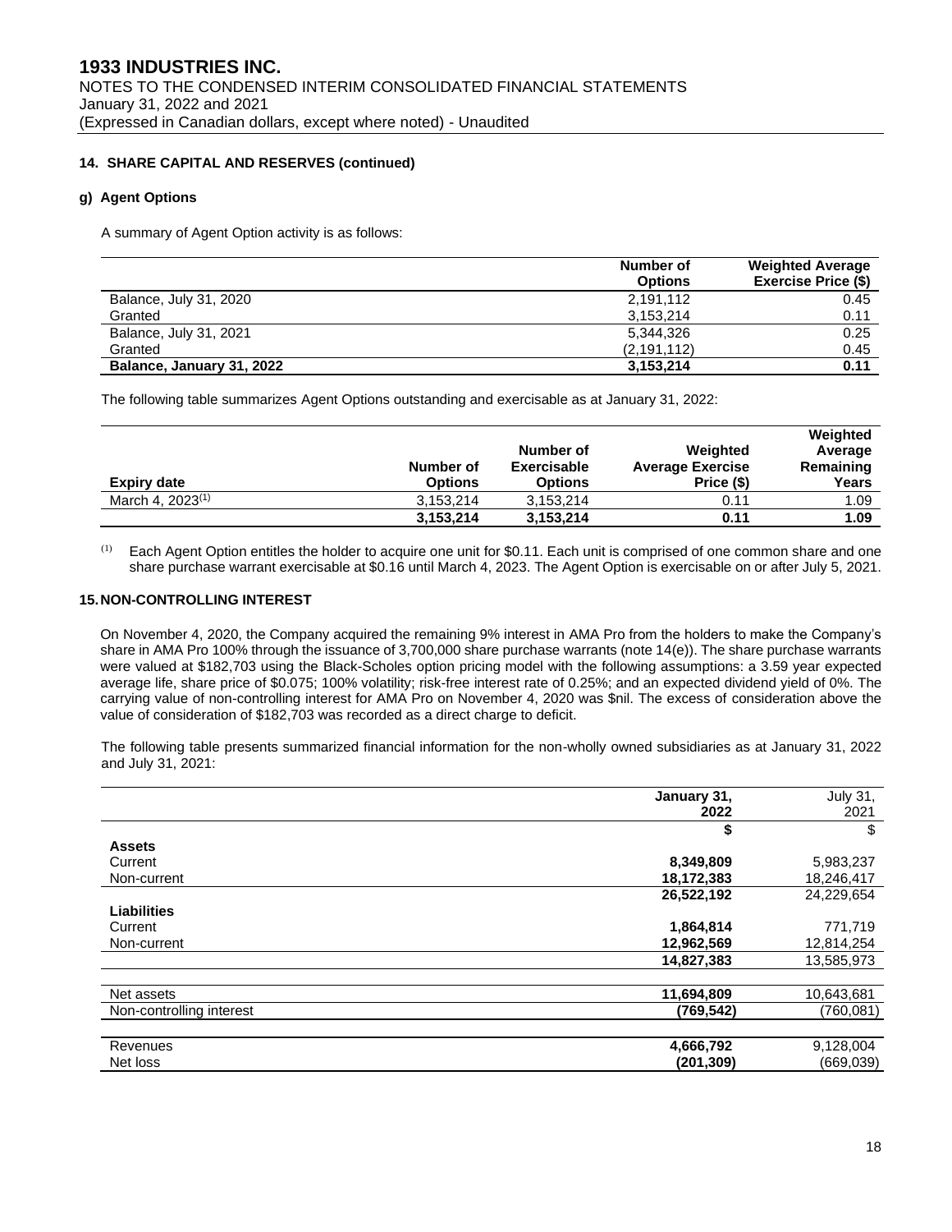**14. SHARE CAPITAL AND RESERVES (continued)**

**g) Agent Options**

A summary of Agent Option activity is as follows:

| | Number of Options | Weighted Average Exercise Price ($) |
|---|---|---|
| Balance, July 31, 2020 | 2,191,112 | 0.45 |
| Granted | 3,153,214 | 0.11 |
| Balance, July 31, 2021 | 5,344,326 | 0.25 |
| Granted | (2,191,112) | 0.45 |
| **Balance, January 31, 2022** | **3,153,214** | **0.11** |

The following table summarizes Agent Options outstanding and exercisable as at January 31, 2022:

| Expiry date | Number of Options | Number of Exercisable Options | Weighted Average Exercise Price ($) | Weighted Average Remaining Years |
|---|---|---|---|---|
| March 4, 2023[(1)] | 3,153,214 | 3,153,214 | 0.11 | 1.09 |
| | **3,153,214** | **3,153,214** | **0.11** | **1.09** |

(1) Each Agent Option entitles the holder to acquire one unit for $0.11. Each unit is comprised of one common share and one share purchase warrant exercisable at $0.16 until March 4, 2023. The Agent Option is exercisable on or after July 5, 2021.

**15. NON-CONTROLLING INTEREST**

On November 4, 2020, the Company acquired the remaining 9% interest in AMA Pro from the holders to make the Company's share in AMA Pro 100% through the issuance of 3,700,000 share purchase warrants (note 14(e)). The share purchase warrants were valued at $182,703 using the Black-Scholes option pricing model with the following assumptions: a 3.59 year expected average life, share price of $0.075; 100% volatility; risk-free interest rate of 0.25%; and an expected dividend yield of 0%. The carrying value of non-controlling interest for AMA Pro on November 4, 2020 was $nil. The excess of consideration above the value of consideration of $182,703 was recorded as a direct charge to deficit.

The following table presents summarized financial information for the non-wholly owned subsidiaries as at January 31, 2022 and July 31, 2021:

| | January 31, 2022 | July 31, 2021 |
|---|---|---|
| | **$** | $ |
| **Assets** | | |
| Current | **8,349,809** | 5,983,237 |
| Non-current | **18,172,383** | 18,246,417 |
| | **26,522,192** | 24,229,654 |
| **Liabilities** | | |
| Current | **1,864,814** | 771,719 |
| Non-current | **12,962,569** | 12,814,254 |
| | **14,827,383** | 13,585,973 |
| Net assets | **11,694,809** | 10,643,681 |
| Non-controlling interest | **(769,542)** | (760,081) |
| Revenues | **4,666,792** | 9,128,004 |
| Net loss | **(201,309)** | (669,039) |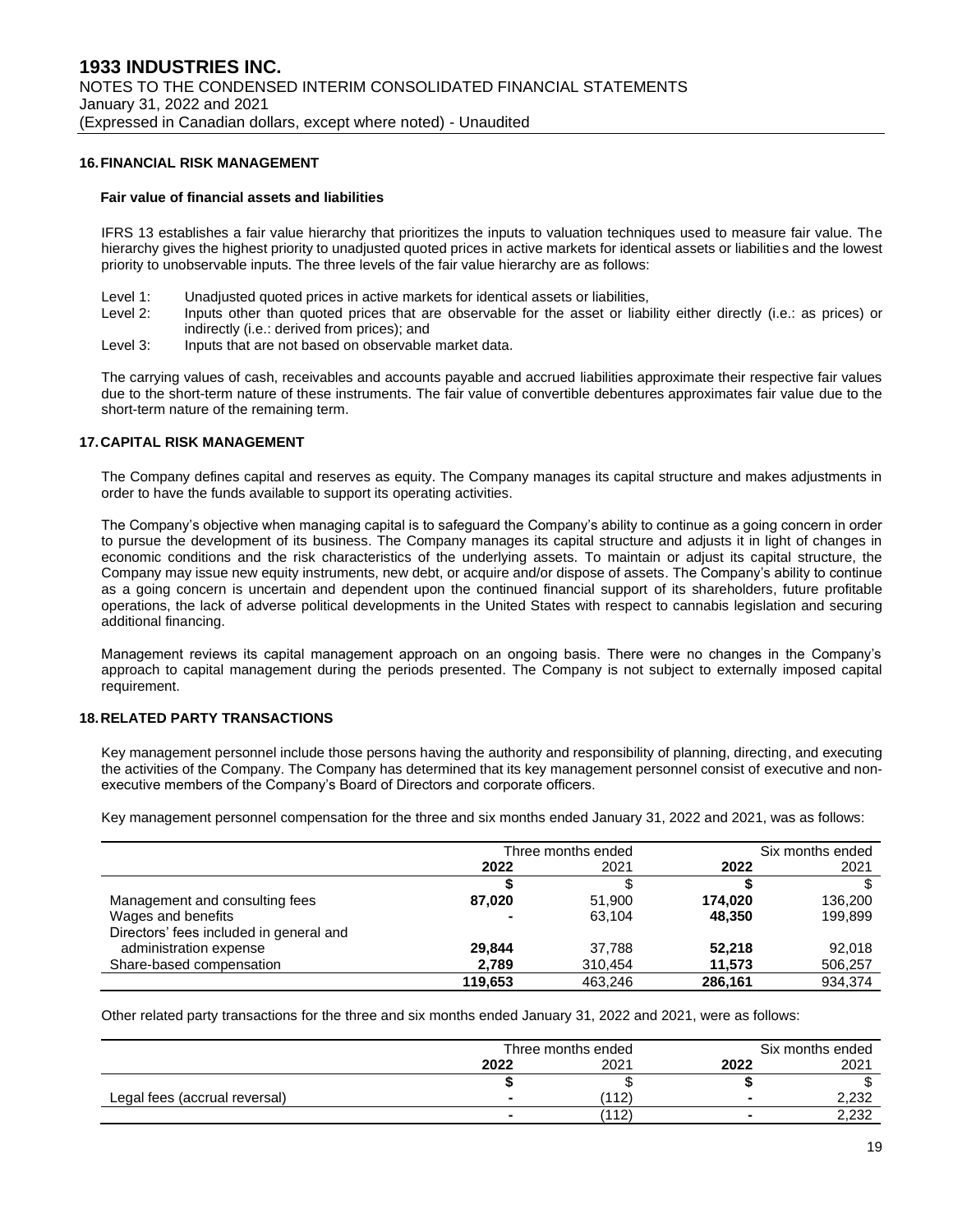## 16. FINANCIAL RISK MANAGEMENT

### Fair value of financial assets and liabilities

IFRS 13 establishes a fair value hierarchy that prioritizes the inputs to valuation techniques used to measure fair value. The hierarchy gives the highest priority to unadjusted quoted prices in active markets for identical assets or liabilities and the lowest priority to unobservable inputs. The three levels of the fair value hierarchy are as follows:

- Level 1: Unadjusted quoted prices in active markets for identical assets or liabilities,
- Level 2: Inputs other than quoted prices that are observable for the asset or liability either directly (i.e.: as prices) or indirectly (i.e.: derived from prices); and
- Level 3: Inputs that are not based on observable market data.

The carrying values of cash, receivables and accounts payable and accrued liabilities approximate their respective fair values due to the short-term nature of these instruments. The fair value of convertible debentures approximates fair value due to the short-term nature of the remaining term.

## 17. CAPITAL RISK MANAGEMENT

The Company defines capital and reserves as equity. The Company manages its capital structure and makes adjustments in order to have the funds available to support its operating activities.

The Company's objective when managing capital is to safeguard the Company's ability to continue as a going concern in order to pursue the development of its business. The Company manages its capital structure and adjusts it in light of changes in economic conditions and the risk characteristics of the underlying assets. To maintain or adjust its capital structure, the Company may issue new equity instruments, new debt, or acquire and/or dispose of assets. The Company's ability to continue as a going concern is uncertain and dependent upon the continued financial support of its shareholders, future profitable operations, the lack of adverse political developments in the United States with respect to cannabis legislation and securing additional financing.

Management reviews its capital management approach on an ongoing basis. There were no changes in the Company's approach to capital management during the periods presented. The Company is not subject to externally imposed capital requirement.

## 18. RELATED PARTY TRANSACTIONS

Key management personnel include those persons having the authority and responsibility of planning, directing, and executing the activities of the Company. The Company has determined that its key management personnel consist of executive and non-executive members of the Company's Board of Directors and corporate officers.

Key management personnel compensation for the three and six months ended January 31, 2022 and 2021, was as follows:

| | Three months ended | | Six months ended | |
|---|---|---|---|---|
| | **2022** | 2021 | **2022** | 2021 |
| | **$** | $ | **$** | $ |
| Management and consulting fees | **87,020** | 51,900 | **174,020** | 136,200 |
| Wages and benefits | **-** | 63,104 | **48,350** | 199,899 |
| Directors' fees included in general and administration expense | **29,844** | 37,788 | **52,218** | 92,018 |
| Share-based compensation | **2,789** | 310,454 | **11,573** | 506,257 |
| | **119,653** | 463,246 | **286,161** | 934,374 |

Other related party transactions for the three and six months ended January 31, 2022 and 2021, were as follows:

| | Three months ended | | Six months ended | |
|---|---|---|---|---|
| | **2022** | 2021 | **2022** | 2021 |
| | **$** | $ | **$** | $ |
| Legal fees (accrual reversal) | **-** | (112) | **-** | 2,232 |
| | **-** | (112) | **-** | 2,232 |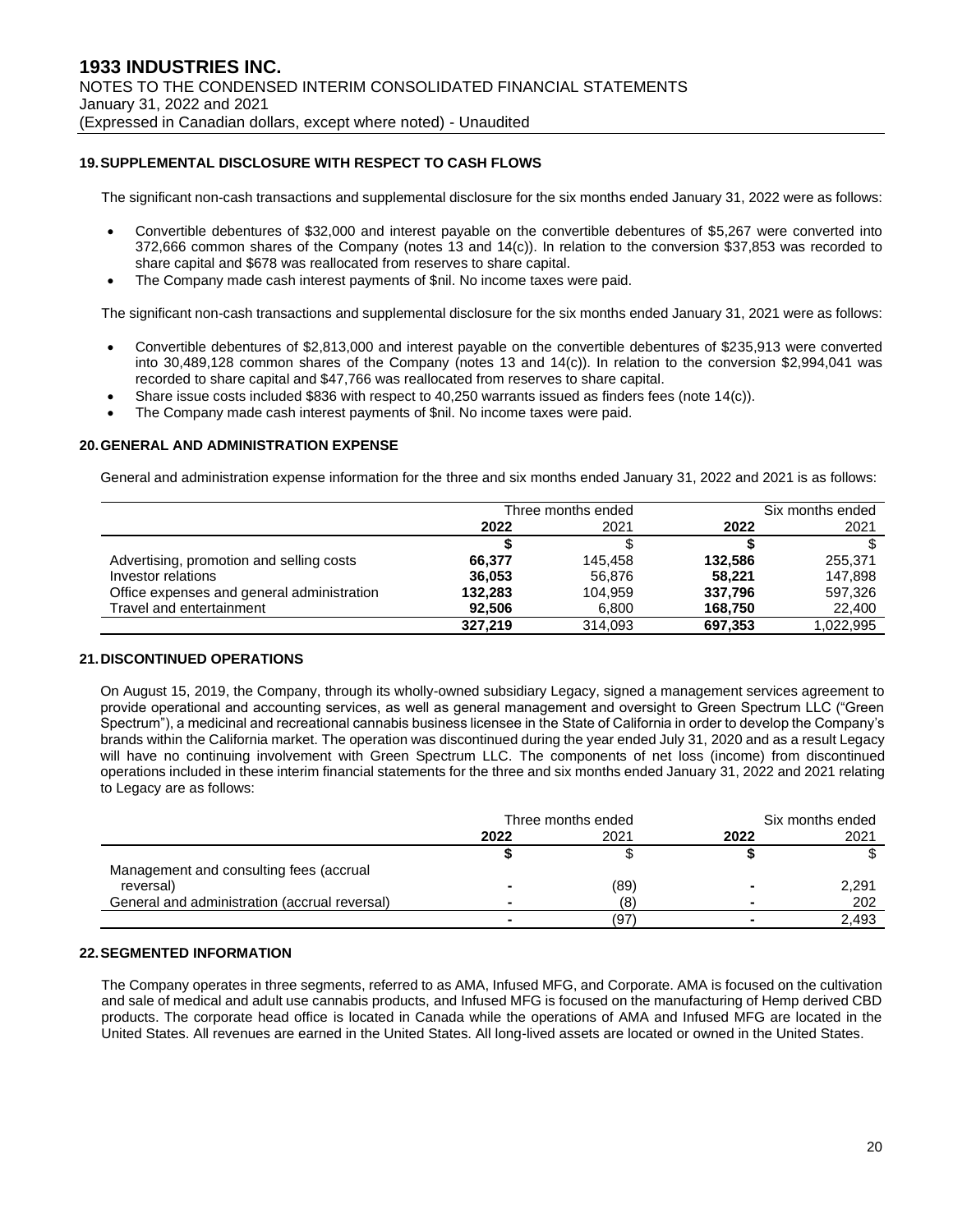# 1933 INDUSTRIES INC.

NOTES TO THE CONDENSED INTERIM CONSOLIDATED FINANCIAL STATEMENTS
January 31, 2022 and 2021
(Expressed in Canadian dollars, except where noted) - Unaudited

## 19. SUPPLEMENTAL DISCLOSURE WITH RESPECT TO CASH FLOWS

The significant non-cash transactions and supplemental disclosure for the six months ended January 31, 2022 were as follows:

- Convertible debentures of $32,000 and interest payable on the convertible debentures of $5,267 were converted into 372,666 common shares of the Company (notes 13 and 14(c)). In relation to the conversion $37,853 was recorded to share capital and $678 was reallocated from reserves to share capital.
- The Company made cash interest payments of $nil. No income taxes were paid.

The significant non-cash transactions and supplemental disclosure for the six months ended January 31, 2021 were as follows:

- Convertible debentures of $2,813,000 and interest payable on the convertible debentures of $235,913 were converted into 30,489,128 common shares of the Company (notes 13 and 14(c)). In relation to the conversion $2,994,041 was recorded to share capital and $47,766 was reallocated from reserves to share capital.
- Share issue costs included $836 with respect to 40,250 warrants issued as finders fees (note 14(c)).
- The Company made cash interest payments of $nil. No income taxes were paid.

## 20. GENERAL AND ADMINISTRATION EXPENSE

General and administration expense information for the three and six months ended January 31, 2022 and 2021 is as follows:

| | Three months ended | | Six months ended | |
|---|---|---|---|---|
| | **2022** | 2021 | **2022** | 2021 |
| | **$** | $ | **$** | $ |
| Advertising, promotion and selling costs | **66,377** | 145,458 | **132,586** | 255,371 |
| Investor relations | **36,053** | 56,876 | **58,221** | 147,898 |
| Office expenses and general administration | **132,283** | 104,959 | **337,796** | 597,326 |
| Travel and entertainment | **92,506** | 6,800 | **168,750** | 22,400 |
| | **327,219** | 314,093 | **697,353** | 1,022,995 |

## 21. DISCONTINUED OPERATIONS

On August 15, 2019, the Company, through its wholly-owned subsidiary Legacy, signed a management services agreement to provide operational and accounting services, as well as general management and oversight to Green Spectrum LLC ("Green Spectrum"), a medicinal and recreational cannabis business licensee in the State of California in order to develop the Company's brands within the California market. The operation was discontinued during the year ended July 31, 2020 and as a result Legacy will have no continuing involvement with Green Spectrum LLC. The components of net loss (income) from discontinued operations included in these interim financial statements for the three and six months ended January 31, 2022 and 2021 relating to Legacy are as follows:

| | Three months ended | | Six months ended | |
|---|---|---|---|---|
| | **2022** | 2021 | **2022** | 2021 |
| | **$** | $ | **$** | $ |
| Management and consulting fees (accrual reversal) | **-** | (89) | **-** | 2,291 |
| General and administration (accrual reversal) | **-** | (8) | **-** | 202 |
| | **-** | (97) | **-** | 2,493 |

## 22. SEGMENTED INFORMATION

The Company operates in three segments, referred to as AMA, Infused MFG, and Corporate. AMA is focused on the cultivation and sale of medical and adult use cannabis products, and Infused MFG is focused on the manufacturing of Hemp derived CBD products. The corporate head office is located in Canada while the operations of AMA and Infused MFG are located in the United States. All revenues are earned in the United States. All long-lived assets are located or owned in the United States.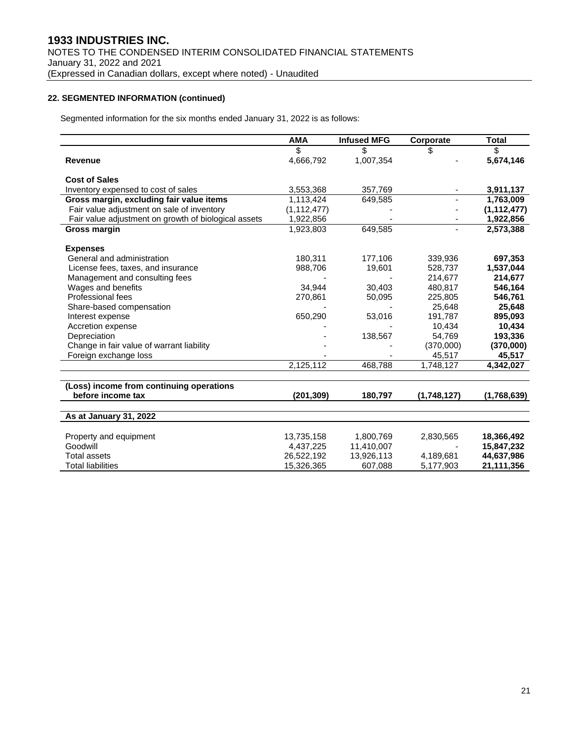**22. SEGMENTED INFORMATION (continued)**

Segmented information for the six months ended January 31, 2022 is as follows:

| | AMA | Infused MFG | Corporate | Total |
|---|---|---|---|---|
| | $ | $ | $ | $ |
| **Revenue** | 4,666,792 | 1,007,354 | - | **5,674,146** |
| | | | | |
| **Cost of Sales** | | | | |
| Inventory expensed to cost of sales | 3,553,368 | 357,769 | - | **3,911,137** |
| **Gross margin, excluding fair value items** | 1,113,424 | 649,585 | - | **1,763,009** |
| Fair value adjustment on sale of inventory | (1,112,477) | - | - | **(1,112,477)** |
| Fair value adjustment on growth of biological assets | 1,922,856 | - | - | **1,922,856** |
| **Gross margin** | 1,923,803 | 649,585 | - | **2,573,388** |
| | | | | |
| **Expenses** | | | | |
| General and administration | 180,311 | 177,106 | 339,936 | **697,353** |
| License fees, taxes, and insurance | 988,706 | 19,601 | 528,737 | **1,537,044** |
| Management and consulting fees | - | - | 214,677 | **214,677** |
| Wages and benefits | 34,944 | 30,403 | 480,817 | **546,164** |
| Professional fees | 270,861 | 50,095 | 225,805 | **546,761** |
| Share-based compensation | - | - | 25,648 | **25,648** |
| Interest expense | 650,290 | 53,016 | 191,787 | **895,093** |
| Accretion expense | - | - | 10,434 | **10,434** |
| Depreciation | - | 138,567 | 54,769 | **193,336** |
| Change in fair value of warrant liability | - | - | (370,000) | **(370,000)** |
| Foreign exchange loss | - | - | 45,517 | **45,517** |
| | 2,125,112 | 468,788 | 1,748,127 | **4,342,027** |
| | | | | |
| **(Loss) income from continuing operations before income tax** | **(201,309)** | **180,797** | **(1,748,127)** | **(1,768,639)** |
| | | | | |
| **As at January 31, 2022** | | | | |
| | | | | |
| Property and equipment | 13,735,158 | 1,800,769 | 2,830,565 | **18,366,492** |
| Goodwill | 4,437,225 | 11,410,007 | - | **15,847,232** |
| Total assets | 26,522,192 | 13,926,113 | 4,189,681 | **44,637,986** |
| Total liabilities | 15,326,365 | 607,088 | 5,177,903 | **21,111,356** |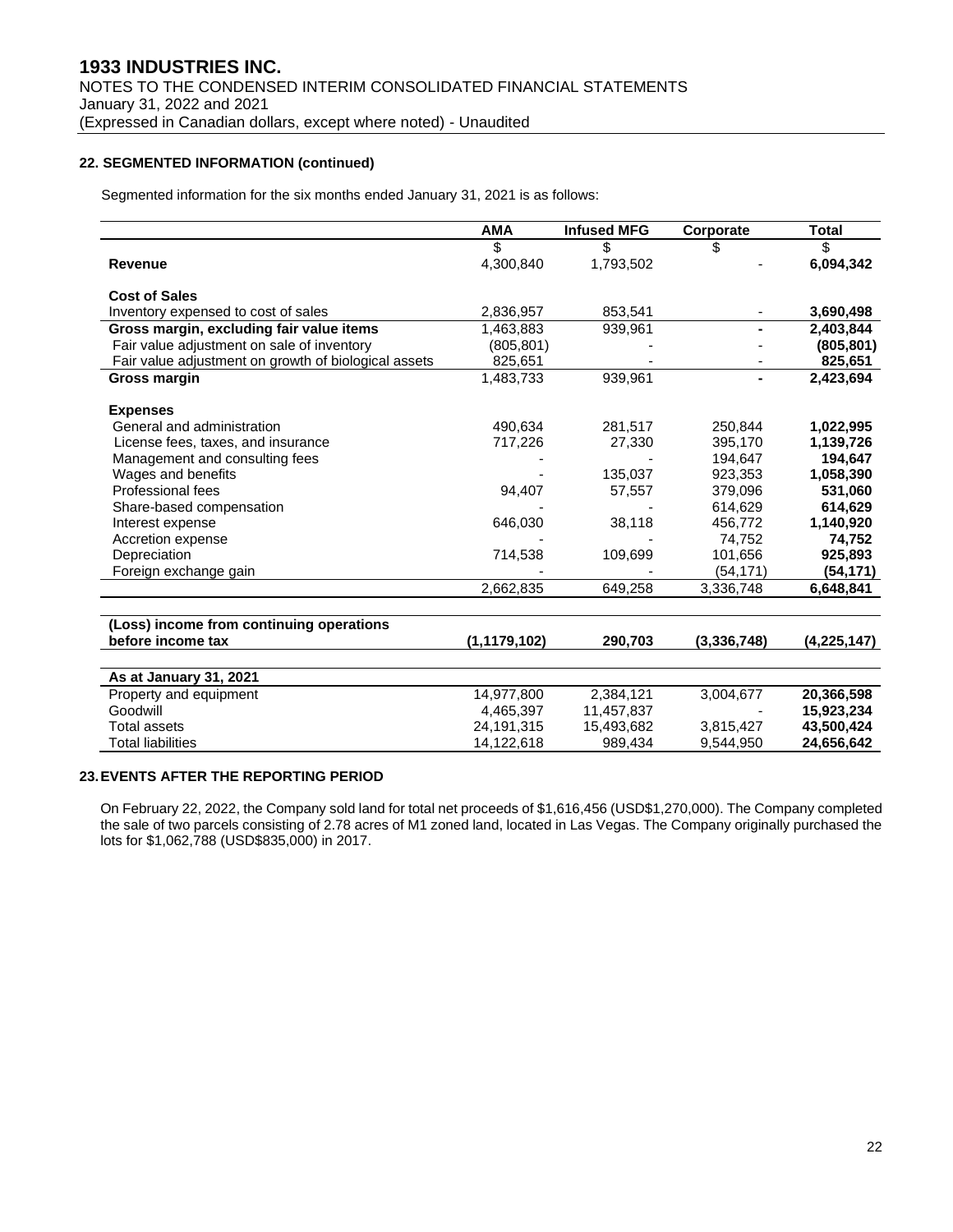# 1933 INDUSTRIES INC.

NOTES TO THE CONDENSED INTERIM CONSOLIDATED FINANCIAL STATEMENTS
January 31, 2022 and 2021
(Expressed in Canadian dollars, except where noted) - Unaudited

### 22. SEGMENTED INFORMATION (continued)

Segmented information for the six months ended January 31, 2021 is as follows:

| | AMA | Infused MFG | Corporate | Total |
|---|---|---|---|---|
| | $ | $ | $ | $ |
| **Revenue** | 4,300,840 | 1,793,502 | - | **6,094,342** |
| **Cost of Sales** | | | | |
| Inventory expensed to cost of sales | 2,836,957 | 853,541 | - | **3,690,498** |
| **Gross margin, excluding fair value items** | 1,463,883 | 939,961 | **-** | **2,403,844** |
| Fair value adjustment on sale of inventory | (805,801) | - | - | **(805,801)** |
| Fair value adjustment on growth of biological assets | 825,651 | - | - | **825,651** |
| **Gross margin** | 1,483,733 | 939,961 | **-** | **2,423,694** |
| **Expenses** | | | | |
| General and administration | 490,634 | 281,517 | 250,844 | **1,022,995** |
| License fees, taxes, and insurance | 717,226 | 27,330 | 395,170 | **1,139,726** |
| Management and consulting fees | - | - | 194,647 | **194,647** |
| Wages and benefits | - | 135,037 | 923,353 | **1,058,390** |
| Professional fees | 94,407 | 57,557 | 379,096 | **531,060** |
| Share-based compensation | - | - | 614,629 | **614,629** |
| Interest expense | 646,030 | 38,118 | 456,772 | **1,140,920** |
| Accretion expense | - | - | 74,752 | **74,752** |
| Depreciation | 714,538 | 109,699 | 101,656 | **925,893** |
| Foreign exchange gain | - | - | (54,171) | **(54,171)** |
| | 2,662,835 | 649,258 | 3,336,748 | **6,648,841** |
| **(Loss) income from continuing operations before income tax** | **(1,1179,102)** | **290,703** | **(3,336,748)** | **(4,225,147)** |
| **As at January 31, 2021** | | | | |
| Property and equipment | 14,977,800 | 2,384,121 | 3,004,677 | **20,366,598** |
| Goodwill | 4,465,397 | 11,457,837 | - | **15,923,234** |
| Total assets | 24,191,315 | 15,493,682 | 3,815,427 | **43,500,424** |
| Total liabilities | 14,122,618 | 989,434 | 9,544,950 | **24,656,642** |

### 23. EVENTS AFTER THE REPORTING PERIOD

On February 22, 2022, the Company sold land for total net proceeds of $1,616,456 (USD$1,270,000). The Company completed the sale of two parcels consisting of 2.78 acres of M1 zoned land, located in Las Vegas. The Company originally purchased the lots for $1,062,788 (USD$835,000) in 2017.